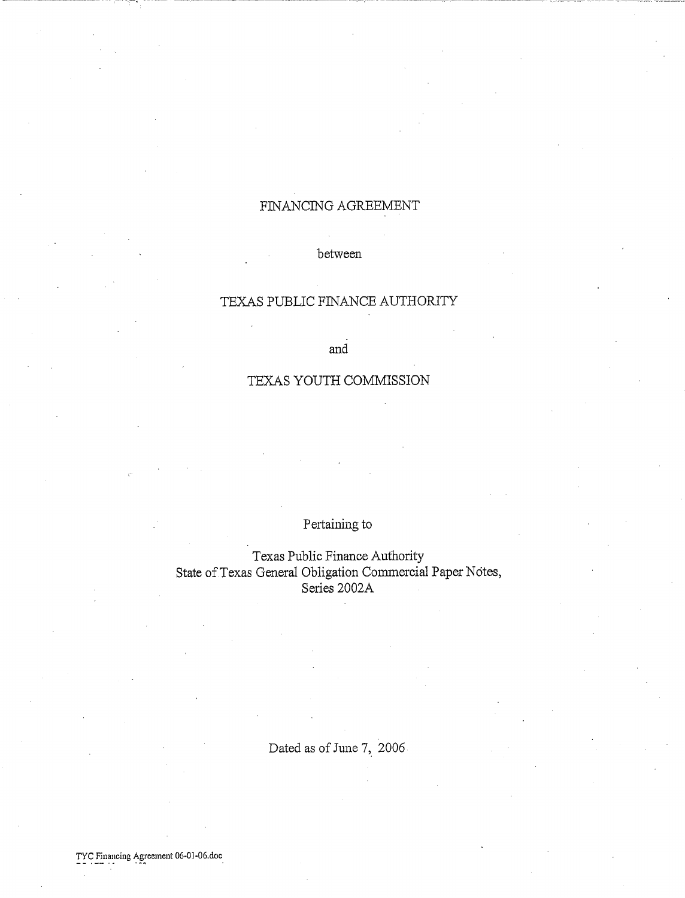# FINANCING AGREEMENT

between

## TEXAS PUBLIC FINANCE AUTHORITY

and

## TEXAS YOUTH COMMISSION

Pertaining to

Texas Public Finance Authority
State of Texas General Obligation Commercial Paper Notes,
Series 2002A

Dated as of June 7, 2006

TYC Financing Agreement 06-01-06.doc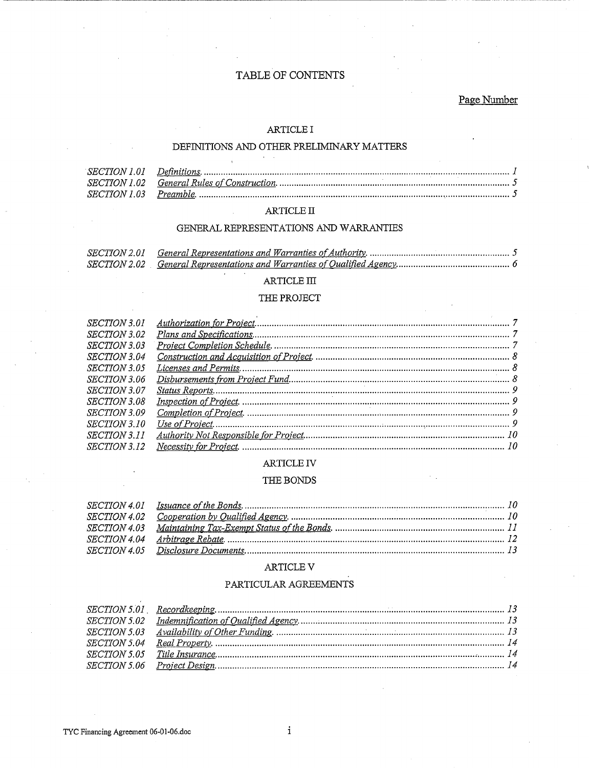# TABLE OF CONTENTS

Page Number

## ARTICLE I

### DEFINITIONS AND OTHER PRELIMINARY MATTERS

| | | |
|---|---|---|
| *SECTION 1.01* | *Definitions.* | *1* |
| *SECTION 1.02* | *General Rules of Construction.* | *5* |
| *SECTION 1.03* | *Preamble.* | *5* |

## ARTICLE II

### GENERAL REPRESENTATIONS AND WARRANTIES

| | | |
|---|---|---|
| *SECTION 2.01* | *General Representations and Warranties of Authority.* | *5* |
| *SECTION 2.02* | *General Representations and Warranties of Qualified Agency.* | *6* |

## ARTICLE III

### THE PROJECT

| | | |
|---|---|---|
| *SECTION 3.01* | *Authorization for Project.* | *7* |
| *SECTION 3.02* | *Plans and Specifications.* | *7* |
| *SECTION 3.03* | *Project Completion Schedule.* | *7* |
| *SECTION 3.04* | *Construction and Acquisition of Project.* | *8* |
| *SECTION 3.05* | *Licenses and Permits.* | *8* |
| *SECTION 3.06* | *Disbursements from Project Fund.* | *8* |
| *SECTION 3.07* | *Status Reports.* | *9* |
| *SECTION 3.08* | *Inspection of Project.* | *9* |
| *SECTION 3.09* | *Completion of Project.* | *9* |
| *SECTION 3.10* | *Use of Project.* | *9* |
| *SECTION 3.11* | *Authority Not Responsible for Project.* | *10* |
| *SECTION 3.12* | *Necessity for Project.* | *10* |

## ARTICLE IV

### THE BONDS

| | | |
|---|---|---|
| *SECTION 4.01* | *Issuance of the Bonds.* | *10* |
| *SECTION 4.02* | *Cooperation by Qualified Agency.* | *10* |
| *SECTION 4.03* | *Maintaining Tax-Exempt Status of the Bonds.* | *11* |
| *SECTION 4.04* | *Arbitrage Rebate.* | *12* |
| *SECTION 4.05* | *Disclosure Documents.* | *13* |

## ARTICLE V

### PARTICULAR AGREEMENTS

| | | |
|---|---|---|
| *SECTION 5.01* | *Recordkeeping.* | *13* |
| *SECTION 5.02* | *Indemnification of Qualified Agency.* | *13* |
| *SECTION 5.03* | *Availability of Other Funding.* | *13* |
| *SECTION 5.04* | *Real Property.* | *14* |
| *SECTION 5.05* | *Title Insurance.* | *14* |
| *SECTION 5.06* | *Project Design.* | *14* |

TYC Financing Agreement 06-01-06.doc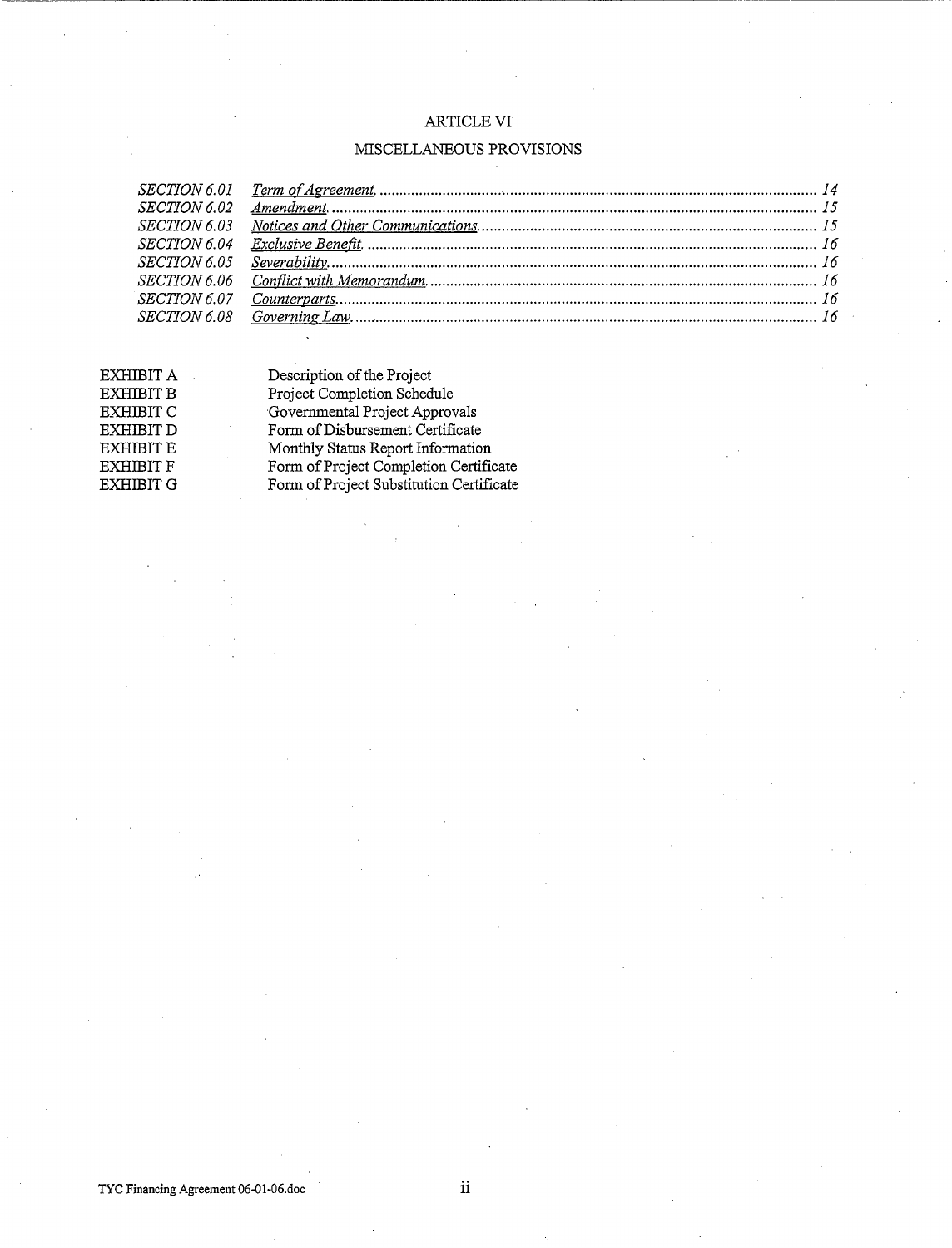## ARTICLE VI

## MISCELLANEOUS PROVISIONS

| | | |
|---|---|---|
| *SECTION 6.01* | *Term of Agreement* | *14* |
| *SECTION 6.02* | *Amendment* | *15* |
| *SECTION 6.03* | *Notices and Other Communications* | *15* |
| *SECTION 6.04* | *Exclusive Benefit* | *16* |
| *SECTION 6.05* | *Severability* | *16* |
| *SECTION 6.06* | *Conflict with Memorandum* | *16* |
| *SECTION 6.07* | *Counterparts* | *16* |
| *SECTION 6.08* | *Governing Law* | *16* |

| | |
|---|---|
| EXHIBIT A | Description of the Project |
| EXHIBIT B | Project Completion Schedule |
| EXHIBIT C | Governmental Project Approvals |
| EXHIBIT D | Form of Disbursement Certificate |
| EXHIBIT E | Monthly Status Report Information |
| EXHIBIT F | Form of Project Completion Certificate |
| EXHIBIT G | Form of Project Substitution Certificate |

TYC Financing Agreement 06-01-06.doc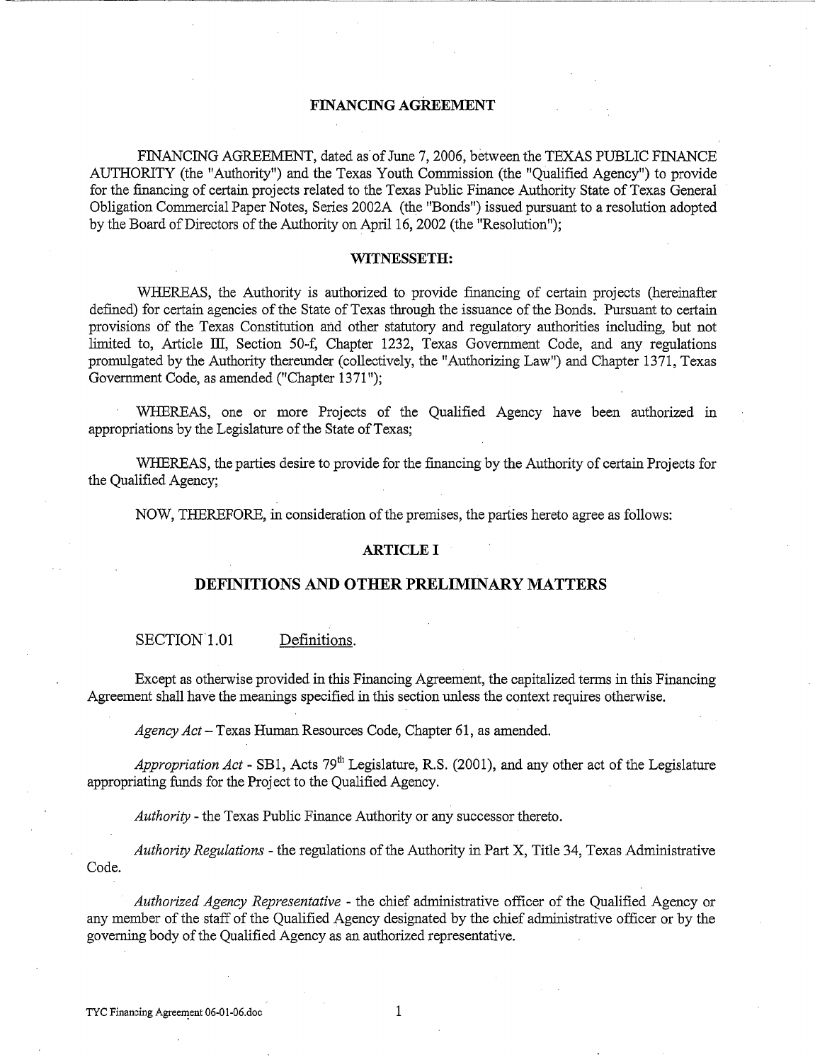# FINANCING AGREEMENT

FINANCING AGREEMENT, dated as of June 7, 2006, between the TEXAS PUBLIC FINANCE AUTHORITY (the "Authority") and the Texas Youth Commission (the "Qualified Agency") to provide for the financing of certain projects related to the Texas Public Finance Authority State of Texas General Obligation Commercial Paper Notes, Series 2002A (the "Bonds") issued pursuant to a resolution adopted by the Board of Directors of the Authority on April 16, 2002 (the "Resolution");

## WITNESSETH:

WHEREAS, the Authority is authorized to provide financing of certain projects (hereinafter defined) for certain agencies of the State of Texas through the issuance of the Bonds. Pursuant to certain provisions of the Texas Constitution and other statutory and regulatory authorities including, but not limited to, Article III, Section 50-f, Chapter 1232, Texas Government Code, and any regulations promulgated by the Authority thereunder (collectively, the "Authorizing Law") and Chapter 1371, Texas Government Code, as amended ("Chapter 1371");

WHEREAS, one or more Projects of the Qualified Agency have been authorized in appropriations by the Legislature of the State of Texas;

WHEREAS, the parties desire to provide for the financing by the Authority of certain Projects for the Qualified Agency;

NOW, THEREFORE, in consideration of the premises, the parties hereto agree as follows:

## ARTICLE I

## DEFINITIONS AND OTHER PRELIMINARY MATTERS

### SECTION 1.01 Definitions.

Except as otherwise provided in this Financing Agreement, the capitalized terms in this Financing Agreement shall have the meanings specified in this section unless the context requires otherwise.

*Agency Act* – Texas Human Resources Code, Chapter 61, as amended.

*Appropriation Act* - SB1, Acts 79th Legislature, R.S. (2001), and any other act of the Legislature appropriating funds for the Project to the Qualified Agency.

*Authority* - the Texas Public Finance Authority or any successor thereto.

*Authority Regulations* - the regulations of the Authority in Part X, Title 34, Texas Administrative Code.

*Authorized Agency Representative* - the chief administrative officer of the Qualified Agency or any member of the staff of the Qualified Agency designated by the chief administrative officer or by the governing body of the Qualified Agency as an authorized representative.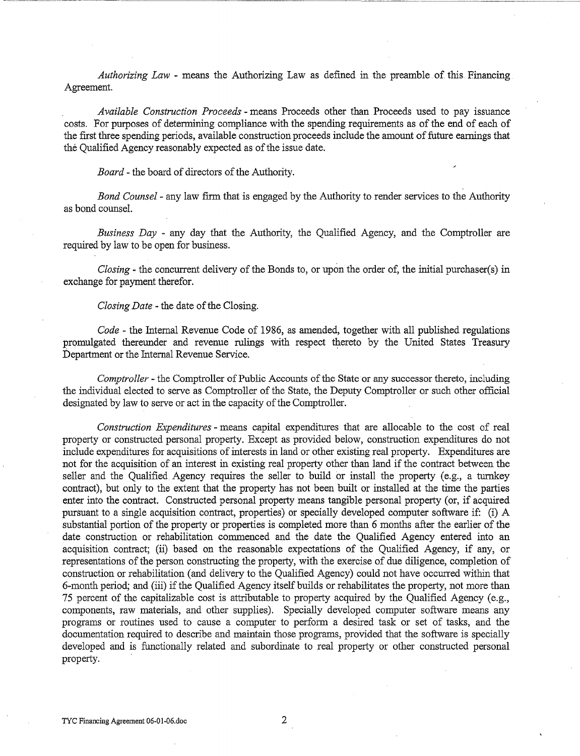*Authorizing Law* - means the Authorizing Law as defined in the preamble of this Financing Agreement.

*Available Construction Proceeds* - means Proceeds other than Proceeds used to pay issuance costs. For purposes of determining compliance with the spending requirements as of the end of each of the first three spending periods, available construction proceeds include the amount of future earnings that the Qualified Agency reasonably expected as of the issue date.

*Board* - the board of directors of the Authority.

*Bond Counsel* - any law firm that is engaged by the Authority to render services to the Authority as bond counsel.

*Business Day* - any day that the Authority, the Qualified Agency, and the Comptroller are required by law to be open for business.

*Closing* - the concurrent delivery of the Bonds to, or upon the order of, the initial purchaser(s) in exchange for payment therefor.

*Closing Date* - the date of the Closing.

*Code* - the Internal Revenue Code of 1986, as amended, together with all published regulations promulgated thereunder and revenue rulings with respect thereto by the United States Treasury Department or the Internal Revenue Service.

*Comptroller* - the Comptroller of Public Accounts of the State or any successor thereto, including the individual elected to serve as Comptroller of the State, the Deputy Comptroller or such other official designated by law to serve or act in the capacity of the Comptroller.

*Construction Expenditures* - means capital expenditures that are allocable to the cost of real property or constructed personal property. Except as provided below, construction expenditures do not include expenditures for acquisitions of interests in land or other existing real property. Expenditures are not for the acquisition of an interest in existing real property other than land if the contract between the seller and the Qualified Agency requires the seller to build or install the property (e.g., a turnkey contract), but only to the extent that the property has not been built or installed at the time the parties enter into the contract. Constructed personal property means tangible personal property (or, if acquired pursuant to a single acquisition contract, properties) or specially developed computer software if: (i) A substantial portion of the property or properties is completed more than 6 months after the earlier of the date construction or rehabilitation commenced and the date the Qualified Agency entered into an acquisition contract; (ii) based on the reasonable expectations of the Qualified Agency, if any, or representations of the person constructing the property, with the exercise of due diligence, completion of construction or rehabilitation (and delivery to the Qualified Agency) could not have occurred within that 6-month period; and (iii) if the Qualified Agency itself builds or rehabilitates the property, not more than 75 percent of the capitalizable cost is attributable to property acquired by the Qualified Agency (e.g., components, raw materials, and other supplies). Specially developed computer software means any programs or routines used to cause a computer to perform a desired task or set of tasks, and the documentation required to describe and maintain those programs, provided that the software is specially developed and is functionally related and subordinate to real property or other constructed personal property.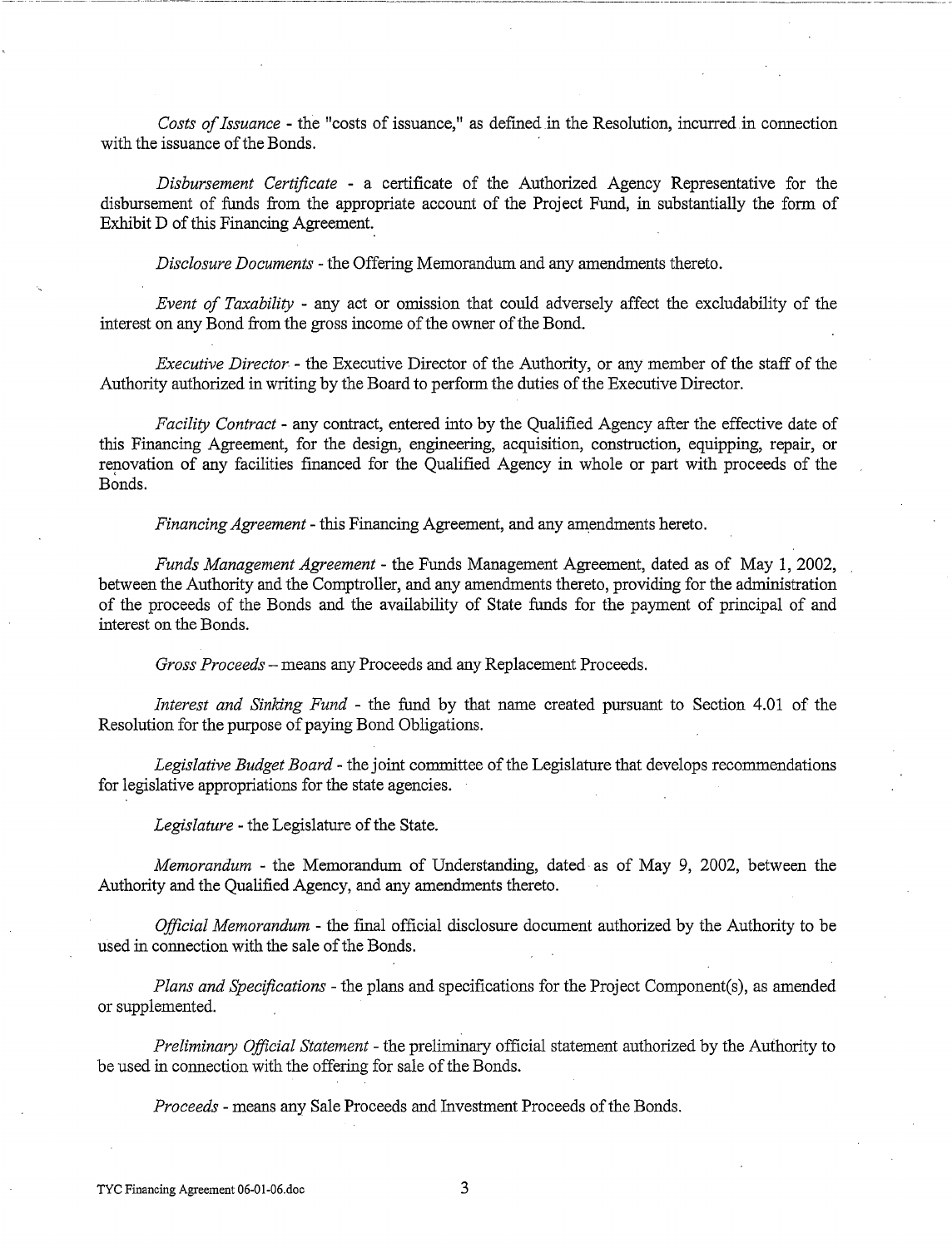*Costs of Issuance* - the "costs of issuance," as defined in the Resolution, incurred in connection with the issuance of the Bonds.

*Disbursement Certificate* - a certificate of the Authorized Agency Representative for the disbursement of funds from the appropriate account of the Project Fund, in substantially the form of Exhibit D of this Financing Agreement.

*Disclosure Documents* - the Offering Memorandum and any amendments thereto.

*Event of Taxability* - any act or omission that could adversely affect the excludability of the interest on any Bond from the gross income of the owner of the Bond.

*Executive Director* - the Executive Director of the Authority, or any member of the staff of the Authority authorized in writing by the Board to perform the duties of the Executive Director.

*Facility Contract* - any contract, entered into by the Qualified Agency after the effective date of this Financing Agreement, for the design, engineering, acquisition, construction, equipping, repair, or renovation of any facilities financed for the Qualified Agency in whole or part with proceeds of the Bonds.

*Financing Agreement* - this Financing Agreement, and any amendments hereto.

*Funds Management Agreement* - the Funds Management Agreement, dated as of May 1, 2002, between the Authority and the Comptroller, and any amendments thereto, providing for the administration of the proceeds of the Bonds and the availability of State funds for the payment of principal of and interest on the Bonds.

*Gross Proceeds* – means any Proceeds and any Replacement Proceeds.

*Interest and Sinking Fund* - the fund by that name created pursuant to Section 4.01 of the Resolution for the purpose of paying Bond Obligations.

*Legislative Budget Board* - the joint committee of the Legislature that develops recommendations for legislative appropriations for the state agencies.

*Legislature* - the Legislature of the State.

*Memorandum* - the Memorandum of Understanding, dated as of May 9, 2002, between the Authority and the Qualified Agency, and any amendments thereto.

*Official Memorandum* - the final official disclosure document authorized by the Authority to be used in connection with the sale of the Bonds.

*Plans and Specifications* - the plans and specifications for the Project Component(s), as amended or supplemented.

*Preliminary Official Statement* - the preliminary official statement authorized by the Authority to be used in connection with the offering for sale of the Bonds.

*Proceeds* - means any Sale Proceeds and Investment Proceeds of the Bonds.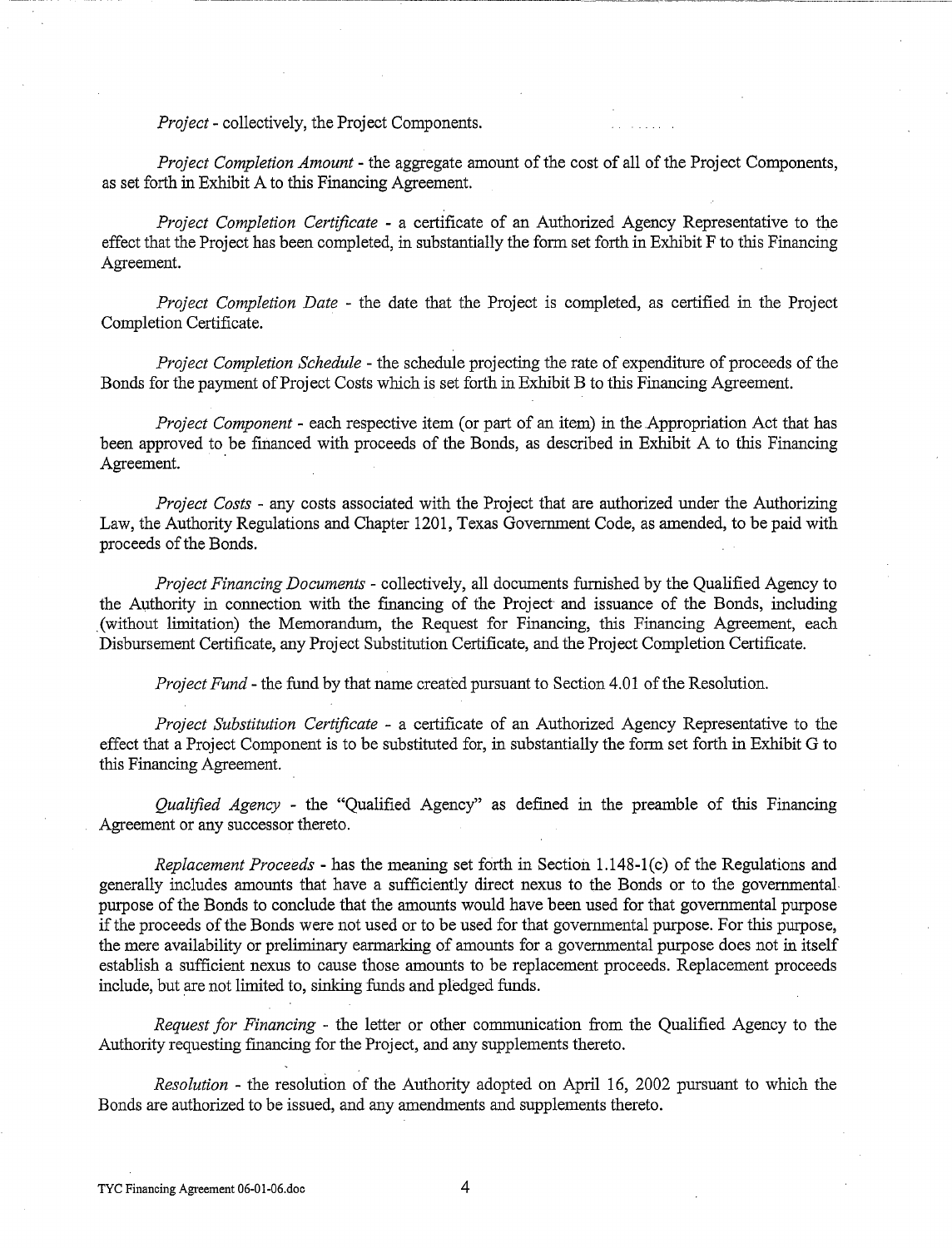*Project* - collectively, the Project Components.

*Project Completion Amount* - the aggregate amount of the cost of all of the Project Components, as set forth in Exhibit A to this Financing Agreement.

*Project Completion Certificate* - a certificate of an Authorized Agency Representative to the effect that the Project has been completed, in substantially the form set forth in Exhibit F to this Financing Agreement.

*Project Completion Date* - the date that the Project is completed, as certified in the Project Completion Certificate.

*Project Completion Schedule* - the schedule projecting the rate of expenditure of proceeds of the Bonds for the payment of Project Costs which is set forth in Exhibit B to this Financing Agreement.

*Project Component* - each respective item (or part of an item) in the Appropriation Act that has been approved to be financed with proceeds of the Bonds, as described in Exhibit A to this Financing Agreement.

*Project Costs* - any costs associated with the Project that are authorized under the Authorizing Law, the Authority Regulations and Chapter 1201, Texas Government Code, as amended, to be paid with proceeds of the Bonds.

*Project Financing Documents* - collectively, all documents furnished by the Qualified Agency to the Authority in connection with the financing of the Project and issuance of the Bonds, including (without limitation) the Memorandum, the Request for Financing, this Financing Agreement, each Disbursement Certificate, any Project Substitution Certificate, and the Project Completion Certificate.

*Project Fund* - the fund by that name created pursuant to Section 4.01 of the Resolution.

*Project Substitution Certificate* - a certificate of an Authorized Agency Representative to the effect that a Project Component is to be substituted for, in substantially the form set forth in Exhibit G to this Financing Agreement.

*Qualified Agency* - the "Qualified Agency" as defined in the preamble of this Financing Agreement or any successor thereto.

*Replacement Proceeds* - has the meaning set forth in Section 1.148-1(c) of the Regulations and generally includes amounts that have a sufficiently direct nexus to the Bonds or to the governmental purpose of the Bonds to conclude that the amounts would have been used for that governmental purpose if the proceeds of the Bonds were not used or to be used for that governmental purpose. For this purpose, the mere availability or preliminary earmarking of amounts for a governmental purpose does not in itself establish a sufficient nexus to cause those amounts to be replacement proceeds. Replacement proceeds include, but are not limited to, sinking funds and pledged funds.

*Request for Financing* - the letter or other communication from the Qualified Agency to the Authority requesting financing for the Project, and any supplements thereto.

*Resolution* - the resolution of the Authority adopted on April 16, 2002 pursuant to which the Bonds are authorized to be issued, and any amendments and supplements thereto.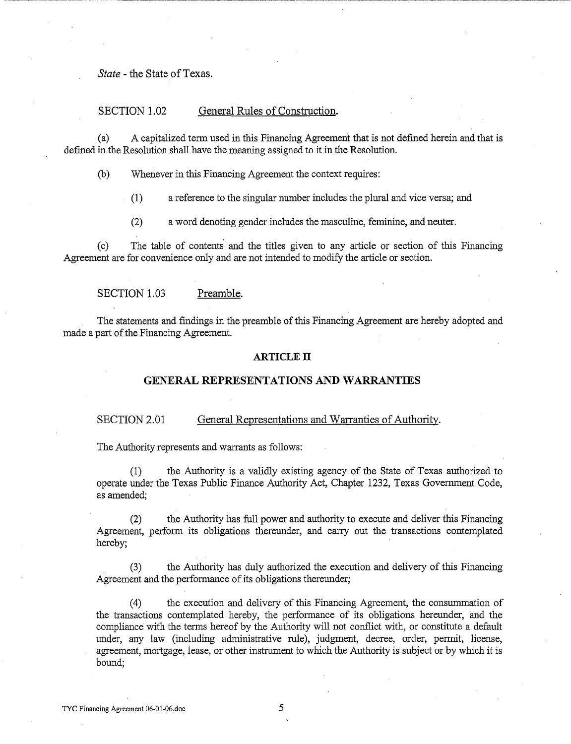*State* - the State of Texas.

SECTION 1.02 General Rules of Construction.

(a) A capitalized term used in this Financing Agreement that is not defined herein and that is defined in the Resolution shall have the meaning assigned to it in the Resolution.

(b) Whenever in this Financing Agreement the context requires:

(1) a reference to the singular number includes the plural and vice versa; and

(2) a word denoting gender includes the masculine, feminine, and neuter.

(c) The table of contents and the titles given to any article or section of this Financing Agreement are for convenience only and are not intended to modify the article or section.

SECTION 1.03 Preamble.

The statements and findings in the preamble of this Financing Agreement are hereby adopted and made a part of the Financing Agreement.

## ARTICLE II

## GENERAL REPRESENTATIONS AND WARRANTIES

SECTION 2.01 General Representations and Warranties of Authority.

The Authority represents and warrants as follows:

(1) the Authority is a validly existing agency of the State of Texas authorized to operate under the Texas Public Finance Authority Act, Chapter 1232, Texas Government Code, as amended;

(2) the Authority has full power and authority to execute and deliver this Financing Agreement, perform its obligations thereunder, and carry out the transactions contemplated hereby;

(3) the Authority has duly authorized the execution and delivery of this Financing Agreement and the performance of its obligations thereunder;

(4) the execution and delivery of this Financing Agreement, the consummation of the transactions contemplated hereby, the performance of its obligations hereunder, and the compliance with the terms hereof by the Authority will not conflict with, or constitute a default under, any law (including administrative rule), judgment, decree, order, permit, license, agreement, mortgage, lease, or other instrument to which the Authority is subject or by which it is bound;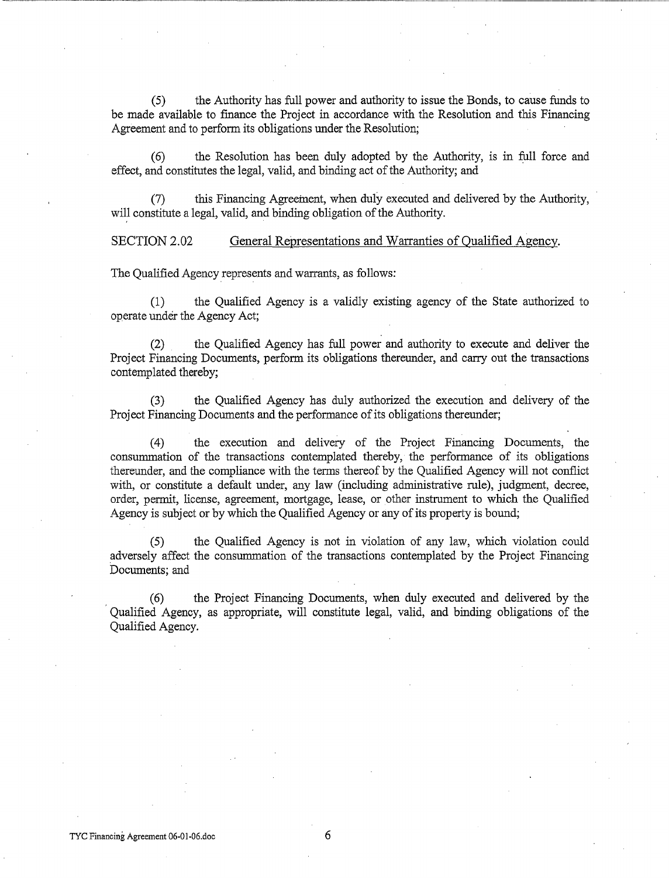(5) the Authority has full power and authority to issue the Bonds, to cause funds to be made available to finance the Project in accordance with the Resolution and this Financing Agreement and to perform its obligations under the Resolution;

(6) the Resolution has been duly adopted by the Authority, is in full force and effect, and constitutes the legal, valid, and binding act of the Authority; and

(7) this Financing Agreement, when duly executed and delivered by the Authority, will constitute a legal, valid, and binding obligation of the Authority.

SECTION 2.02 General Representations and Warranties of Qualified Agency.

The Qualified Agency represents and warrants, as follows:

(1) the Qualified Agency is a validly existing agency of the State authorized to operate under the Agency Act;

(2) the Qualified Agency has full power and authority to execute and deliver the Project Financing Documents, perform its obligations thereunder, and carry out the transactions contemplated thereby;

(3) the Qualified Agency has duly authorized the execution and delivery of the Project Financing Documents and the performance of its obligations thereunder;

(4) the execution and delivery of the Project Financing Documents, the consummation of the transactions contemplated thereby, the performance of its obligations thereunder, and the compliance with the terms thereof by the Qualified Agency will not conflict with, or constitute a default under, any law (including administrative rule), judgment, decree, order, permit, license, agreement, mortgage, lease, or other instrument to which the Qualified Agency is subject or by which the Qualified Agency or any of its property is bound;

(5) the Qualified Agency is not in violation of any law, which violation could adversely affect the consummation of the transactions contemplated by the Project Financing Documents; and

(6) the Project Financing Documents, when duly executed and delivered by the Qualified Agency, as appropriate, will constitute legal, valid, and binding obligations of the Qualified Agency.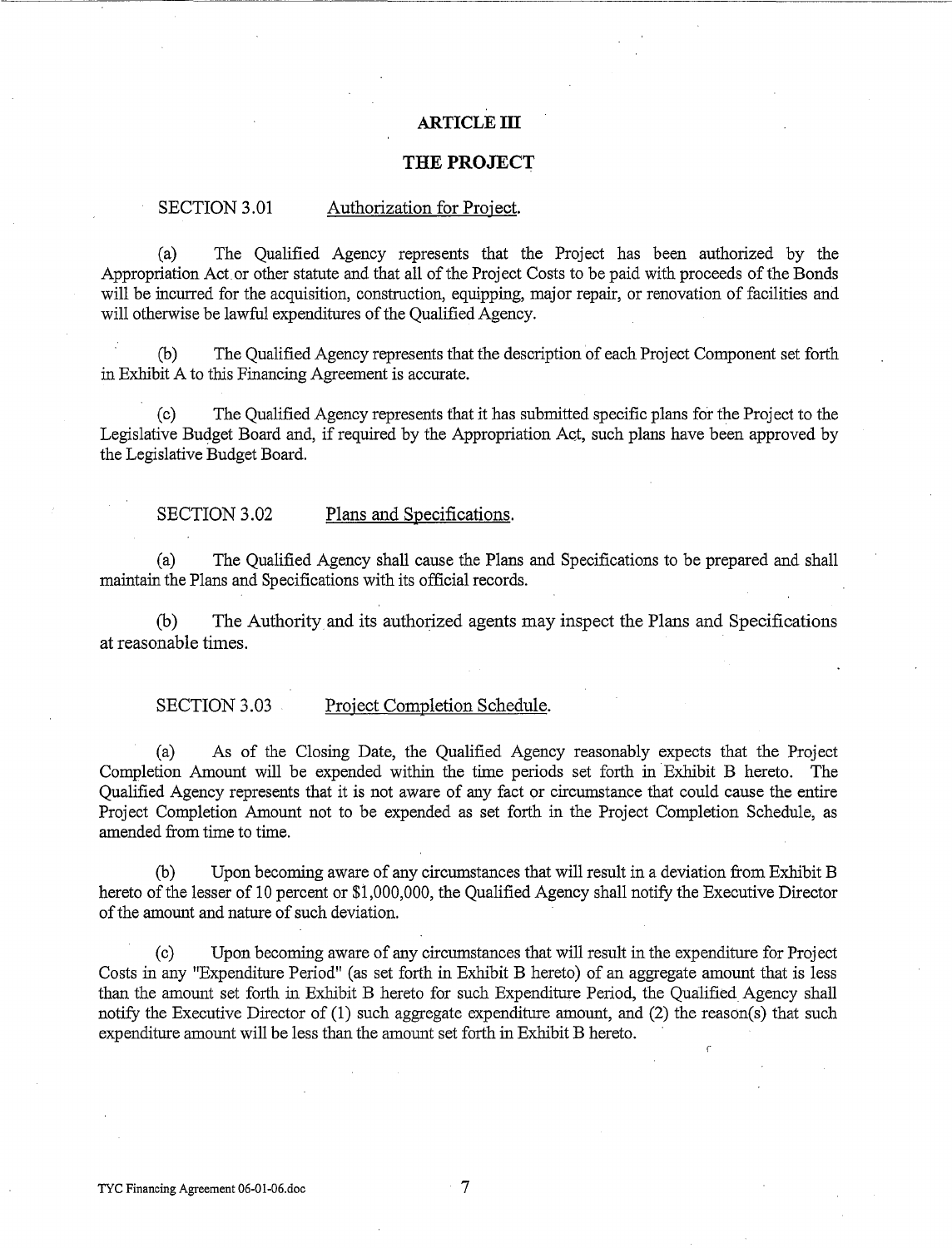# ARTICLE III

# THE PROJECT

SECTION 3.01 Authorization for Project.

(a) The Qualified Agency represents that the Project has been authorized by the Appropriation Act or other statute and that all of the Project Costs to be paid with proceeds of the Bonds will be incurred for the acquisition, construction, equipping, major repair, or renovation of facilities and will otherwise be lawful expenditures of the Qualified Agency.

(b) The Qualified Agency represents that the description of each Project Component set forth in Exhibit A to this Financing Agreement is accurate.

(c) The Qualified Agency represents that it has submitted specific plans for the Project to the Legislative Budget Board and, if required by the Appropriation Act, such plans have been approved by the Legislative Budget Board.

SECTION 3.02 Plans and Specifications.

(a) The Qualified Agency shall cause the Plans and Specifications to be prepared and shall maintain the Plans and Specifications with its official records.

(b) The Authority and its authorized agents may inspect the Plans and Specifications at reasonable times.

SECTION 3.03 Project Completion Schedule.

(a) As of the Closing Date, the Qualified Agency reasonably expects that the Project Completion Amount will be expended within the time periods set forth in Exhibit B hereto. The Qualified Agency represents that it is not aware of any fact or circumstance that could cause the entire Project Completion Amount not to be expended as set forth in the Project Completion Schedule, as amended from time to time.

(b) Upon becoming aware of any circumstances that will result in a deviation from Exhibit B hereto of the lesser of 10 percent or $1,000,000, the Qualified Agency shall notify the Executive Director of the amount and nature of such deviation.

(c) Upon becoming aware of any circumstances that will result in the expenditure for Project Costs in any "Expenditure Period" (as set forth in Exhibit B hereto) of an aggregate amount that is less than the amount set forth in Exhibit B hereto for such Expenditure Period, the Qualified Agency shall notify the Executive Director of (1) such aggregate expenditure amount, and (2) the reason(s) that such expenditure amount will be less than the amount set forth in Exhibit B hereto.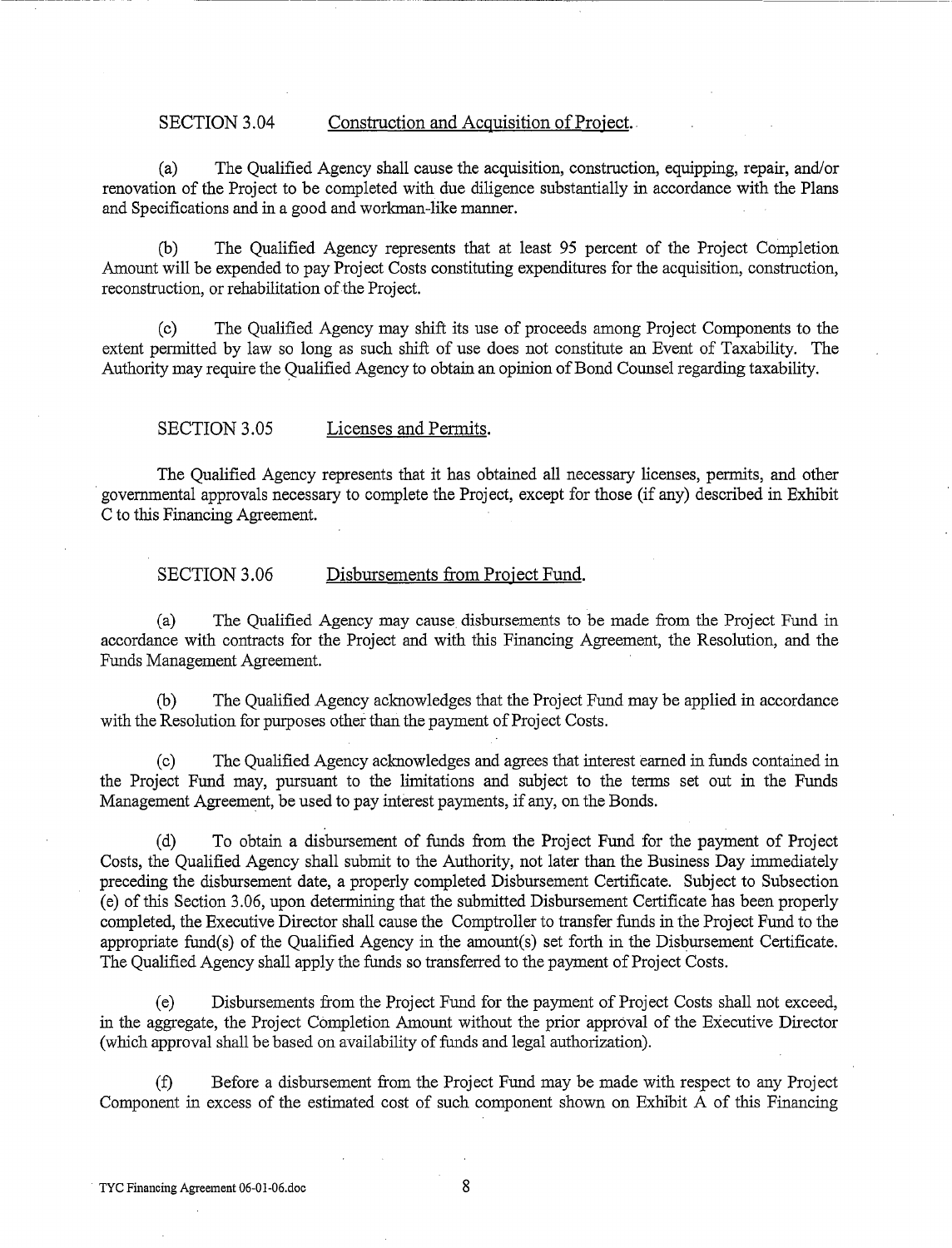SECTION 3.04 Construction and Acquisition of Project.

(a) The Qualified Agency shall cause the acquisition, construction, equipping, repair, and/or renovation of the Project to be completed with due diligence substantially in accordance with the Plans and Specifications and in a good and workman-like manner.

(b) The Qualified Agency represents that at least 95 percent of the Project Completion Amount will be expended to pay Project Costs constituting expenditures for the acquisition, construction, reconstruction, or rehabilitation of the Project.

(c) The Qualified Agency may shift its use of proceeds among Project Components to the extent permitted by law so long as such shift of use does not constitute an Event of Taxability. The Authority may require the Qualified Agency to obtain an opinion of Bond Counsel regarding taxability.

SECTION 3.05 Licenses and Permits.

The Qualified Agency represents that it has obtained all necessary licenses, permits, and other governmental approvals necessary to complete the Project, except for those (if any) described in Exhibit C to this Financing Agreement.

SECTION 3.06 Disbursements from Project Fund.

(a) The Qualified Agency may cause disbursements to be made from the Project Fund in accordance with contracts for the Project and with this Financing Agreement, the Resolution, and the Funds Management Agreement.

(b) The Qualified Agency acknowledges that the Project Fund may be applied in accordance with the Resolution for purposes other than the payment of Project Costs.

(c) The Qualified Agency acknowledges and agrees that interest earned in funds contained in the Project Fund may, pursuant to the limitations and subject to the terms set out in the Funds Management Agreement, be used to pay interest payments, if any, on the Bonds.

(d) To obtain a disbursement of funds from the Project Fund for the payment of Project Costs, the Qualified Agency shall submit to the Authority, not later than the Business Day immediately preceding the disbursement date, a properly completed Disbursement Certificate. Subject to Subsection (e) of this Section 3.06, upon determining that the submitted Disbursement Certificate has been properly completed, the Executive Director shall cause the Comptroller to transfer funds in the Project Fund to the appropriate fund(s) of the Qualified Agency in the amount(s) set forth in the Disbursement Certificate. The Qualified Agency shall apply the funds so transferred to the payment of Project Costs.

(e) Disbursements from the Project Fund for the payment of Project Costs shall not exceed, in the aggregate, the Project Completion Amount without the prior approval of the Executive Director (which approval shall be based on availability of funds and legal authorization).

(f) Before a disbursement from the Project Fund may be made with respect to any Project Component in excess of the estimated cost of such component shown on Exhibit A of this Financing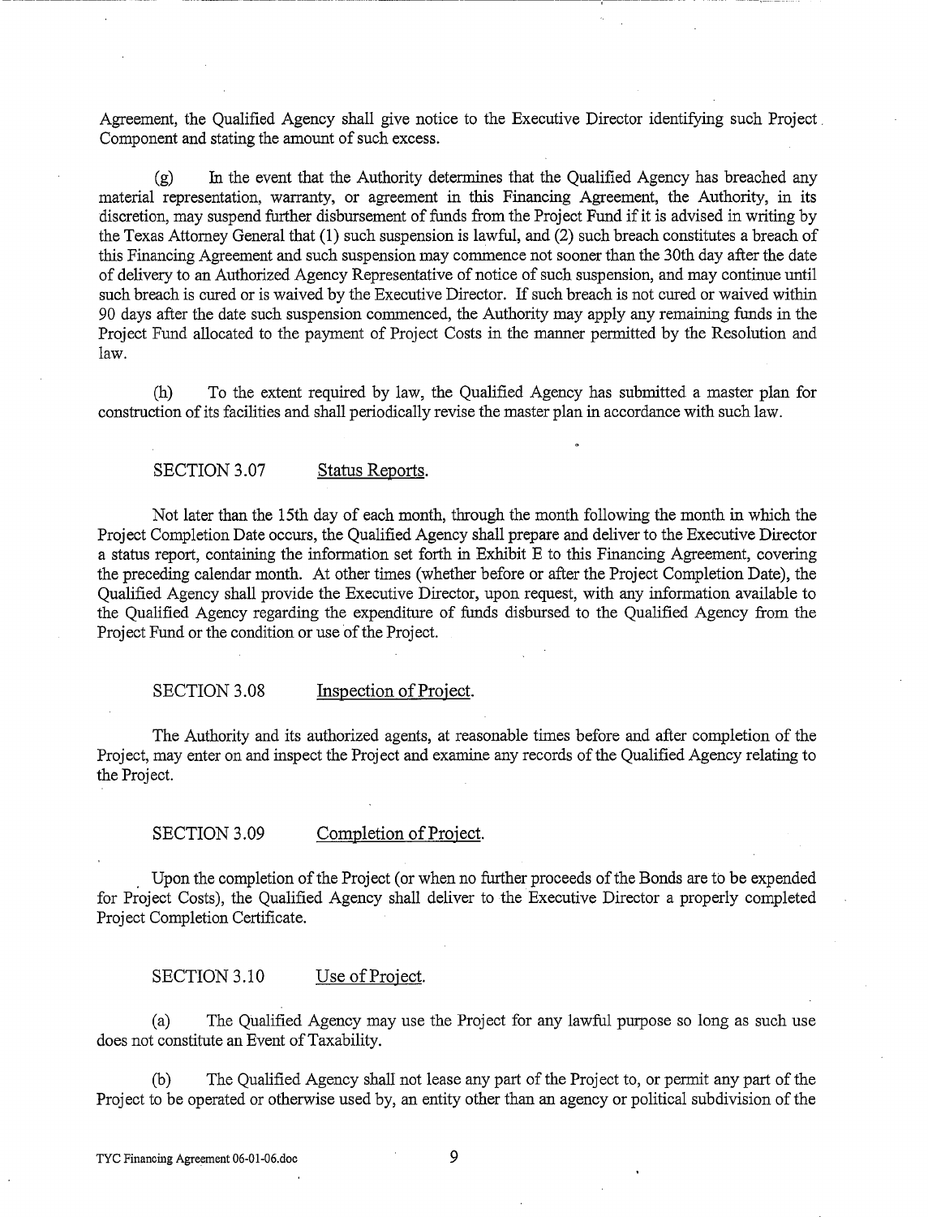Agreement, the Qualified Agency shall give notice to the Executive Director identifying such Project Component and stating the amount of such excess.

(g) In the event that the Authority determines that the Qualified Agency has breached any material representation, warranty, or agreement in this Financing Agreement, the Authority, in its discretion, may suspend further disbursement of funds from the Project Fund if it is advised in writing by the Texas Attorney General that (1) such suspension is lawful, and (2) such breach constitutes a breach of this Financing Agreement and such suspension may commence not sooner than the 30th day after the date of delivery to an Authorized Agency Representative of notice of such suspension, and may continue until such breach is cured or is waived by the Executive Director. If such breach is not cured or waived within 90 days after the date such suspension commenced, the Authority may apply any remaining funds in the Project Fund allocated to the payment of Project Costs in the manner permitted by the Resolution and law.

(h) To the extent required by law, the Qualified Agency has submitted a master plan for construction of its facilities and shall periodically revise the master plan in accordance with such law.

SECTION 3.07 Status Reports.

Not later than the 15th day of each month, through the month following the month in which the Project Completion Date occurs, the Qualified Agency shall prepare and deliver to the Executive Director a status report, containing the information set forth in Exhibit E to this Financing Agreement, covering the preceding calendar month. At other times (whether before or after the Project Completion Date), the Qualified Agency shall provide the Executive Director, upon request, with any information available to the Qualified Agency regarding the expenditure of funds disbursed to the Qualified Agency from the Project Fund or the condition or use of the Project.

SECTION 3.08 Inspection of Project.

The Authority and its authorized agents, at reasonable times before and after completion of the Project, may enter on and inspect the Project and examine any records of the Qualified Agency relating to the Project.

SECTION 3.09 Completion of Project.

Upon the completion of the Project (or when no further proceeds of the Bonds are to be expended for Project Costs), the Qualified Agency shall deliver to the Executive Director a properly completed Project Completion Certificate.

SECTION 3.10 Use of Project.

(a) The Qualified Agency may use the Project for any lawful purpose so long as such use does not constitute an Event of Taxability.

(b) The Qualified Agency shall not lease any part of the Project to, or permit any part of the Project to be operated or otherwise used by, an entity other than an agency or political subdivision of the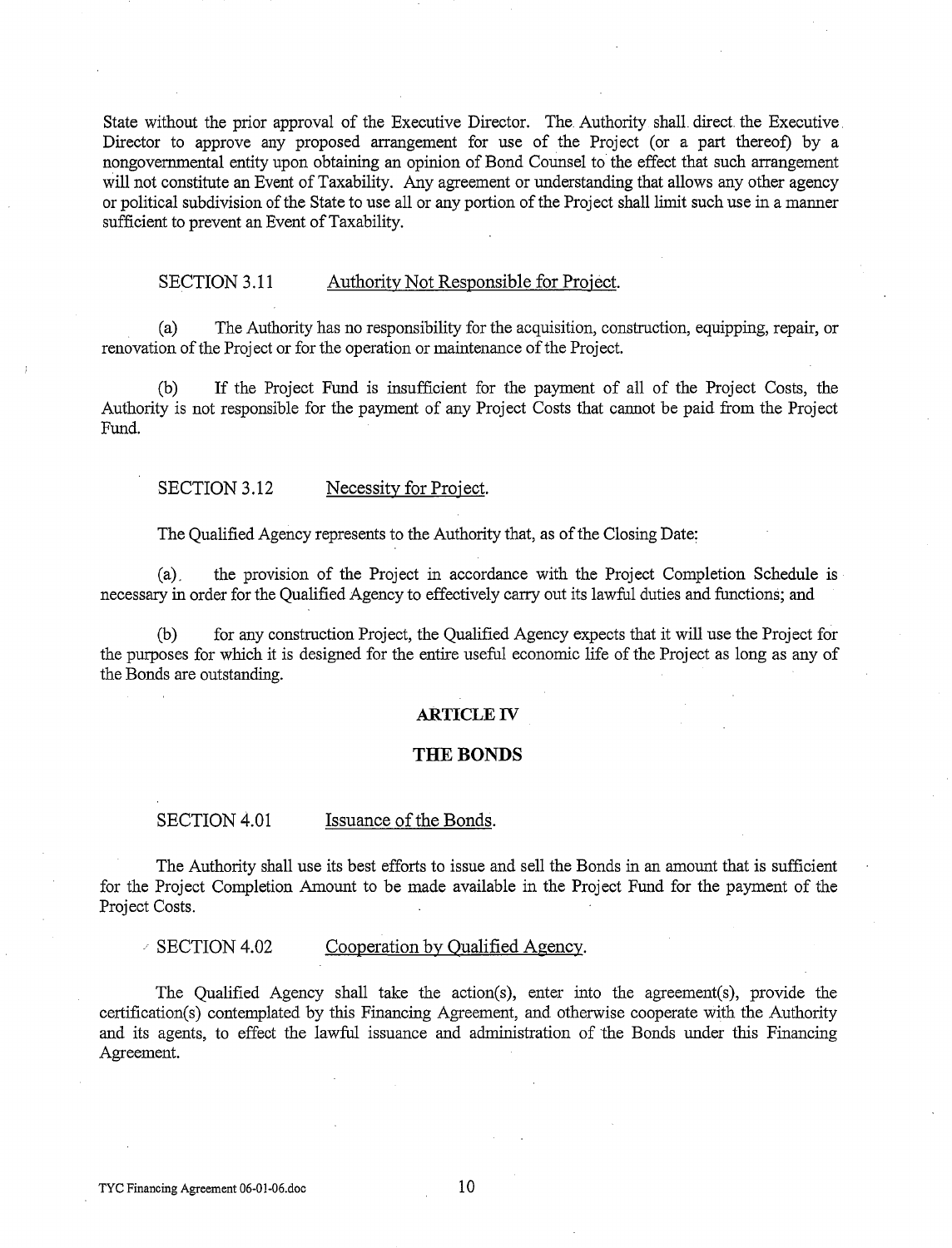State without the prior approval of the Executive Director. The Authority shall direct the Executive Director to approve any proposed arrangement for use of the Project (or a part thereof) by a nongovernmental entity upon obtaining an opinion of Bond Counsel to the effect that such arrangement will not constitute an Event of Taxability. Any agreement or understanding that allows any other agency or political subdivision of the State to use all or any portion of the Project shall limit such use in a manner sufficient to prevent an Event of Taxability.

SECTION 3.11 Authority Not Responsible for Project.

(a) The Authority has no responsibility for the acquisition, construction, equipping, repair, or renovation of the Project or for the operation or maintenance of the Project.

(b) If the Project Fund is insufficient for the payment of all of the Project Costs, the Authority is not responsible for the payment of any Project Costs that cannot be paid from the Project Fund.

SECTION 3.12 Necessity for Project.

The Qualified Agency represents to the Authority that, as of the Closing Date:

(a) the provision of the Project in accordance with the Project Completion Schedule is necessary in order for the Qualified Agency to effectively carry out its lawful duties and functions; and

(b) for any construction Project, the Qualified Agency expects that it will use the Project for the purposes for which it is designed for the entire useful economic life of the Project as long as any of the Bonds are outstanding.

## ARTICLE IV

## THE BONDS

SECTION 4.01 Issuance of the Bonds.

The Authority shall use its best efforts to issue and sell the Bonds in an amount that is sufficient for the Project Completion Amount to be made available in the Project Fund for the payment of the Project Costs.

SECTION 4.02 Cooperation by Qualified Agency.

The Qualified Agency shall take the action(s), enter into the agreement(s), provide the certification(s) contemplated by this Financing Agreement, and otherwise cooperate with the Authority and its agents, to effect the lawful issuance and administration of the Bonds under this Financing Agreement.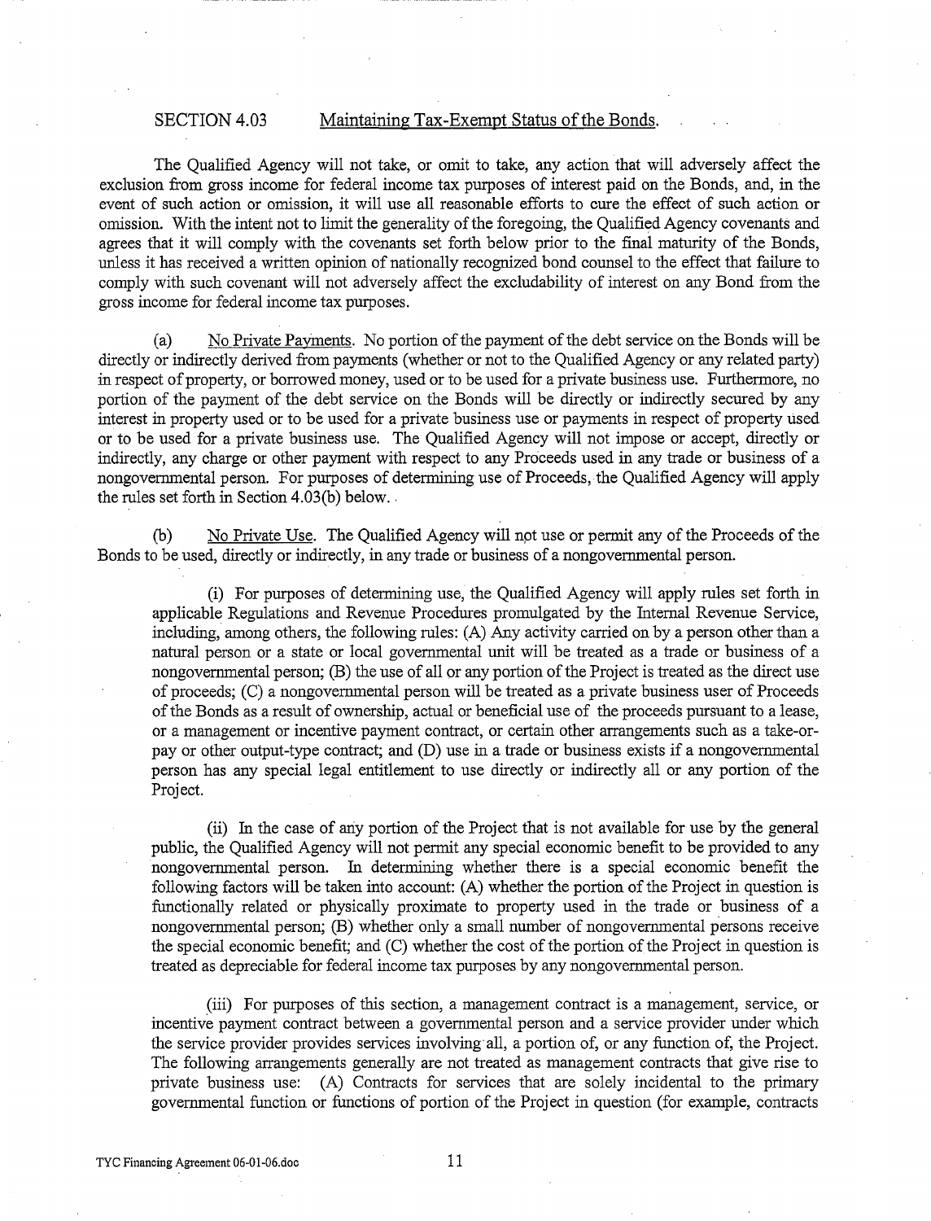SECTION 4.03 Maintaining Tax-Exempt Status of the Bonds.

The Qualified Agency will not take, or omit to take, any action that will adversely affect the exclusion from gross income for federal income tax purposes of interest paid on the Bonds, and, in the event of such action or omission, it will use all reasonable efforts to cure the effect of such action or omission. With the intent not to limit the generality of the foregoing, the Qualified Agency covenants and agrees that it will comply with the covenants set forth below prior to the final maturity of the Bonds, unless it has received a written opinion of nationally recognized bond counsel to the effect that failure to comply with such covenant will not adversely affect the excludability of interest on any Bond from the gross income for federal income tax purposes.

(a) No Private Payments. No portion of the payment of the debt service on the Bonds will be directly or indirectly derived from payments (whether or not to the Qualified Agency or any related party) in respect of property, or borrowed money, used or to be used for a private business use. Furthermore, no portion of the payment of the debt service on the Bonds will be directly or indirectly secured by any interest in property used or to be used for a private business use or payments in respect of property used or to be used for a private business use. The Qualified Agency will not impose or accept, directly or indirectly, any charge or other payment with respect to any Proceeds used in any trade or business of a nongovernmental person. For purposes of determining use of Proceeds, the Qualified Agency will apply the rules set forth in Section 4.03(b) below.

(b) No Private Use. The Qualified Agency will not use or permit any of the Proceeds of the Bonds to be used, directly or indirectly, in any trade or business of a nongovernmental person.

(i) For purposes of determining use, the Qualified Agency will apply rules set forth in applicable Regulations and Revenue Procedures promulgated by the Internal Revenue Service, including, among others, the following rules: (A) Any activity carried on by a person other than a natural person or a state or local governmental unit will be treated as a trade or business of a nongovernmental person; (B) the use of all or any portion of the Project is treated as the direct use of proceeds; (C) a nongovernmental person will be treated as a private business user of Proceeds of the Bonds as a result of ownership, actual or beneficial use of the proceeds pursuant to a lease, or a management or incentive payment contract, or certain other arrangements such as a take-or-pay or other output-type contract; and (D) use in a trade or business exists if a nongovernmental person has any special legal entitlement to use directly or indirectly all or any portion of the Project.

(ii) In the case of any portion of the Project that is not available for use by the general public, the Qualified Agency will not permit any special economic benefit to be provided to any nongovernmental person. In determining whether there is a special economic benefit the following factors will be taken into account: (A) whether the portion of the Project in question is functionally related or physically proximate to property used in the trade or business of a nongovernmental person; (B) whether only a small number of nongovernmental persons receive the special economic benefit; and (C) whether the cost of the portion of the Project in question is treated as depreciable for federal income tax purposes by any nongovernmental person.

(iii) For purposes of this section, a management contract is a management, service, or incentive payment contract between a governmental person and a service provider under which the service provider provides services involving all, a portion of, or any function of, the Project. The following arrangements generally are not treated as management contracts that give rise to private business use: (A) Contracts for services that are solely incidental to the primary governmental function or functions of portion of the Project in question (for example, contracts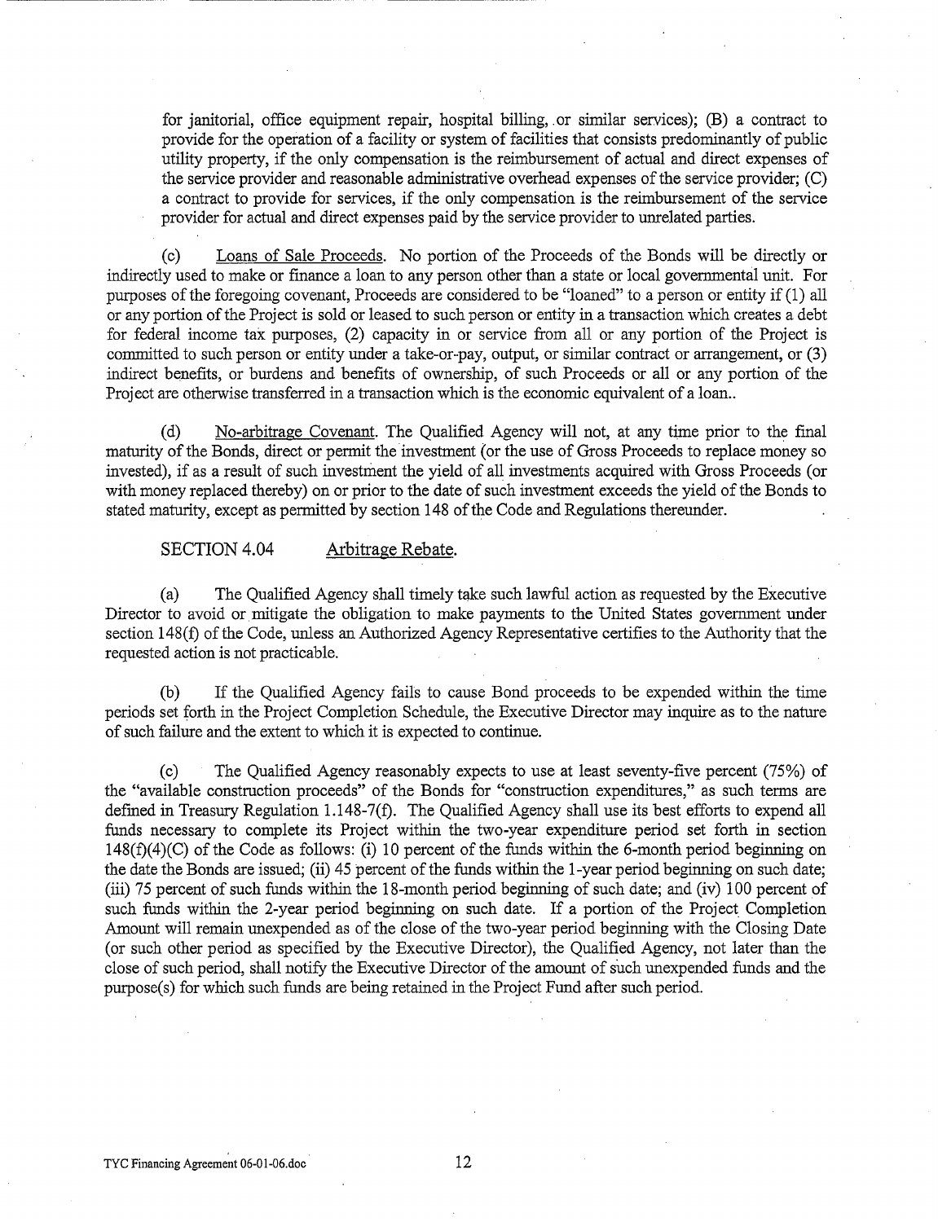for janitorial, office equipment repair, hospital billing, or similar services); (B) a contract to provide for the operation of a facility or system of facilities that consists predominantly of public utility property, if the only compensation is the reimbursement of actual and direct expenses of the service provider and reasonable administrative overhead expenses of the service provider; (C) a contract to provide for services, if the only compensation is the reimbursement of the service provider for actual and direct expenses paid by the service provider to unrelated parties.

(c) Loans of Sale Proceeds. No portion of the Proceeds of the Bonds will be directly or indirectly used to make or finance a loan to any person other than a state or local governmental unit. For purposes of the foregoing covenant, Proceeds are considered to be "loaned" to a person or entity if (1) all or any portion of the Project is sold or leased to such person or entity in a transaction which creates a debt for federal income tax purposes, (2) capacity in or service from all or any portion of the Project is committed to such person or entity under a take-or-pay, output, or similar contract or arrangement, or (3) indirect benefits, or burdens and benefits of ownership, of such Proceeds or all or any portion of the Project are otherwise transferred in a transaction which is the economic equivalent of a loan..

(d) No-arbitrage Covenant. The Qualified Agency will not, at any time prior to the final maturity of the Bonds, direct or permit the investment (or the use of Gross Proceeds to replace money so invested), if as a result of such investment the yield of all investments acquired with Gross Proceeds (or with money replaced thereby) on or prior to the date of such investment exceeds the yield of the Bonds to stated maturity, except as permitted by section 148 of the Code and Regulations thereunder.

SECTION 4.04 Arbitrage Rebate.

(a) The Qualified Agency shall timely take such lawful action as requested by the Executive Director to avoid or mitigate the obligation to make payments to the United States government under section 148(f) of the Code, unless an Authorized Agency Representative certifies to the Authority that the requested action is not practicable.

(b) If the Qualified Agency fails to cause Bond proceeds to be expended within the time periods set forth in the Project Completion Schedule, the Executive Director may inquire as to the nature of such failure and the extent to which it is expected to continue.

(c) The Qualified Agency reasonably expects to use at least seventy-five percent (75%) of the "available construction proceeds" of the Bonds for "construction expenditures," as such terms are defined in Treasury Regulation 1.148-7(f). The Qualified Agency shall use its best efforts to expend all funds necessary to complete its Project within the two-year expenditure period set forth in section 148(f)(4)(C) of the Code as follows: (i) 10 percent of the funds within the 6-month period beginning on the date the Bonds are issued; (ii) 45 percent of the funds within the 1-year period beginning on such date; (iii) 75 percent of such funds within the 18-month period beginning of such date; and (iv) 100 percent of such funds within the 2-year period beginning on such date. If a portion of the Project Completion Amount will remain unexpended as of the close of the two-year period beginning with the Closing Date (or such other period as specified by the Executive Director), the Qualified Agency, not later than the close of such period, shall notify the Executive Director of the amount of such unexpended funds and the purpose(s) for which such funds are being retained in the Project Fund after such period.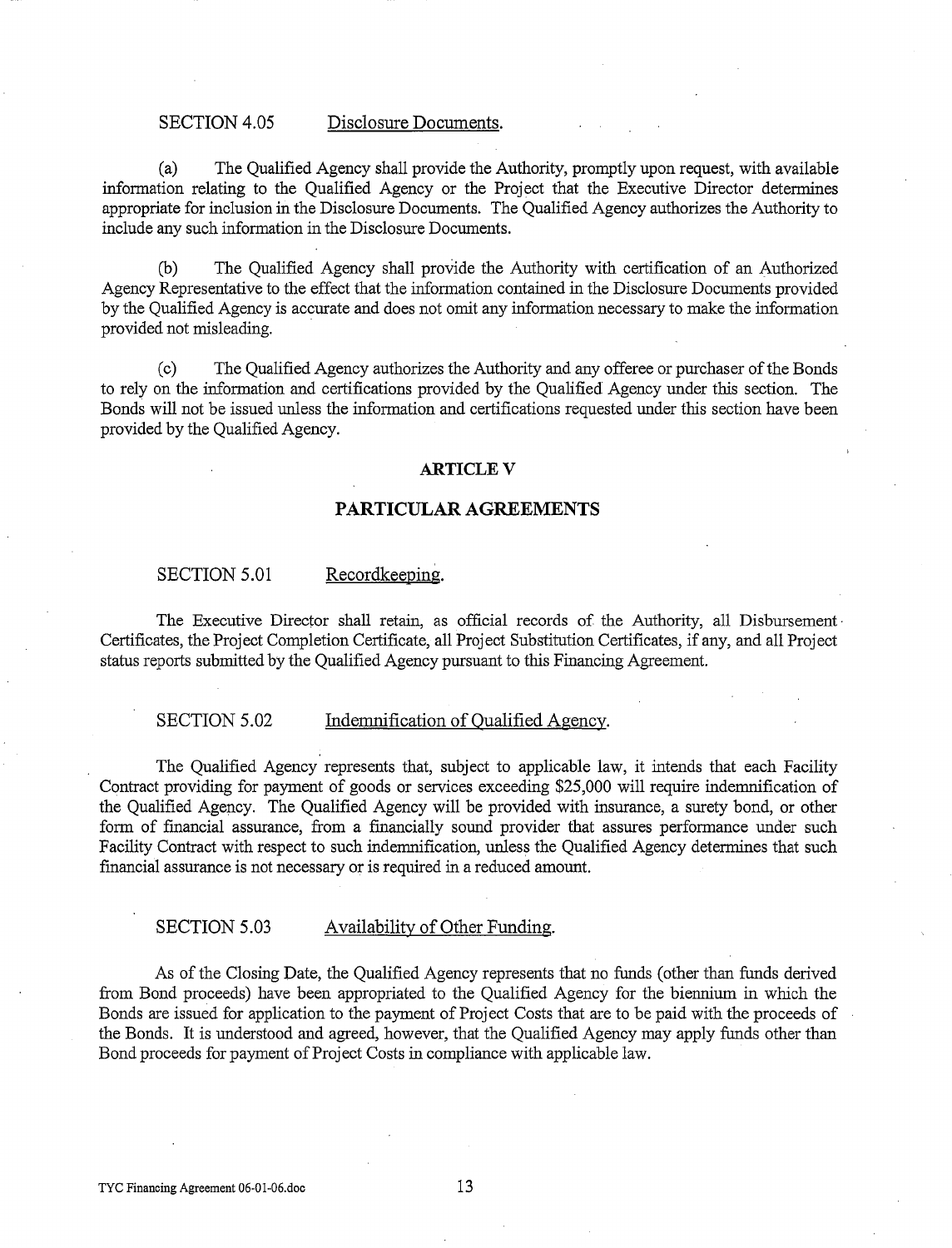SECTION 4.05 Disclosure Documents.

(a) The Qualified Agency shall provide the Authority, promptly upon request, with available information relating to the Qualified Agency or the Project that the Executive Director determines appropriate for inclusion in the Disclosure Documents. The Qualified Agency authorizes the Authority to include any such information in the Disclosure Documents.

(b) The Qualified Agency shall provide the Authority with certification of an Authorized Agency Representative to the effect that the information contained in the Disclosure Documents provided by the Qualified Agency is accurate and does not omit any information necessary to make the information provided not misleading.

(c) The Qualified Agency authorizes the Authority and any offeree or purchaser of the Bonds to rely on the information and certifications provided by the Qualified Agency under this section. The Bonds will not be issued unless the information and certifications requested under this section have been provided by the Qualified Agency.

## ARTICLE V

## PARTICULAR AGREEMENTS

SECTION 5.01 Recordkeeping.

The Executive Director shall retain, as official records of the Authority, all Disbursement Certificates, the Project Completion Certificate, all Project Substitution Certificates, if any, and all Project status reports submitted by the Qualified Agency pursuant to this Financing Agreement.

SECTION 5.02 Indemnification of Qualified Agency.

The Qualified Agency represents that, subject to applicable law, it intends that each Facility Contract providing for payment of goods or services exceeding $25,000 will require indemnification of the Qualified Agency. The Qualified Agency will be provided with insurance, a surety bond, or other form of financial assurance, from a financially sound provider that assures performance under such Facility Contract with respect to such indemnification, unless the Qualified Agency determines that such financial assurance is not necessary or is required in a reduced amount.

SECTION 5.03 Availability of Other Funding.

As of the Closing Date, the Qualified Agency represents that no funds (other than funds derived from Bond proceeds) have been appropriated to the Qualified Agency for the biennium in which the Bonds are issued for application to the payment of Project Costs that are to be paid with the proceeds of the Bonds. It is understood and agreed, however, that the Qualified Agency may apply funds other than Bond proceeds for payment of Project Costs in compliance with applicable law.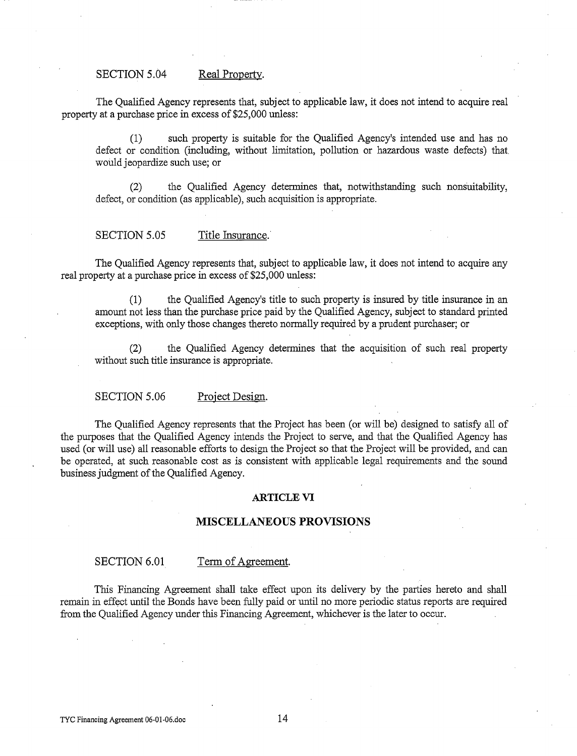SECTION 5.04 Real Property.

The Qualified Agency represents that, subject to applicable law, it does not intend to acquire real property at a purchase price in excess of $25,000 unless:

(1) such property is suitable for the Qualified Agency's intended use and has no defect or condition (including, without limitation, pollution or hazardous waste defects) that would jeopardize such use; or

(2) the Qualified Agency determines that, notwithstanding such nonsuitability, defect, or condition (as applicable), such acquisition is appropriate.

SECTION 5.05 Title Insurance.

The Qualified Agency represents that, subject to applicable law, it does not intend to acquire any real property at a purchase price in excess of $25,000 unless:

(1) the Qualified Agency's title to such property is insured by title insurance in an amount not less than the purchase price paid by the Qualified Agency, subject to standard printed exceptions, with only those changes thereto normally required by a prudent purchaser; or

(2) the Qualified Agency determines that the acquisition of such real property without such title insurance is appropriate.

SECTION 5.06 Project Design.

The Qualified Agency represents that the Project has been (or will be) designed to satisfy all of the purposes that the Qualified Agency intends the Project to serve, and that the Qualified Agency has used (or will use) all reasonable efforts to design the Project so that the Project will be provided, and can be operated, at such reasonable cost as is consistent with applicable legal requirements and the sound business judgment of the Qualified Agency.

## ARTICLE VI

## MISCELLANEOUS PROVISIONS

SECTION 6.01 Term of Agreement.

This Financing Agreement shall take effect upon its delivery by the parties hereto and shall remain in effect until the Bonds have been fully paid or until no more periodic status reports are required from the Qualified Agency under this Financing Agreement, whichever is the later to occur.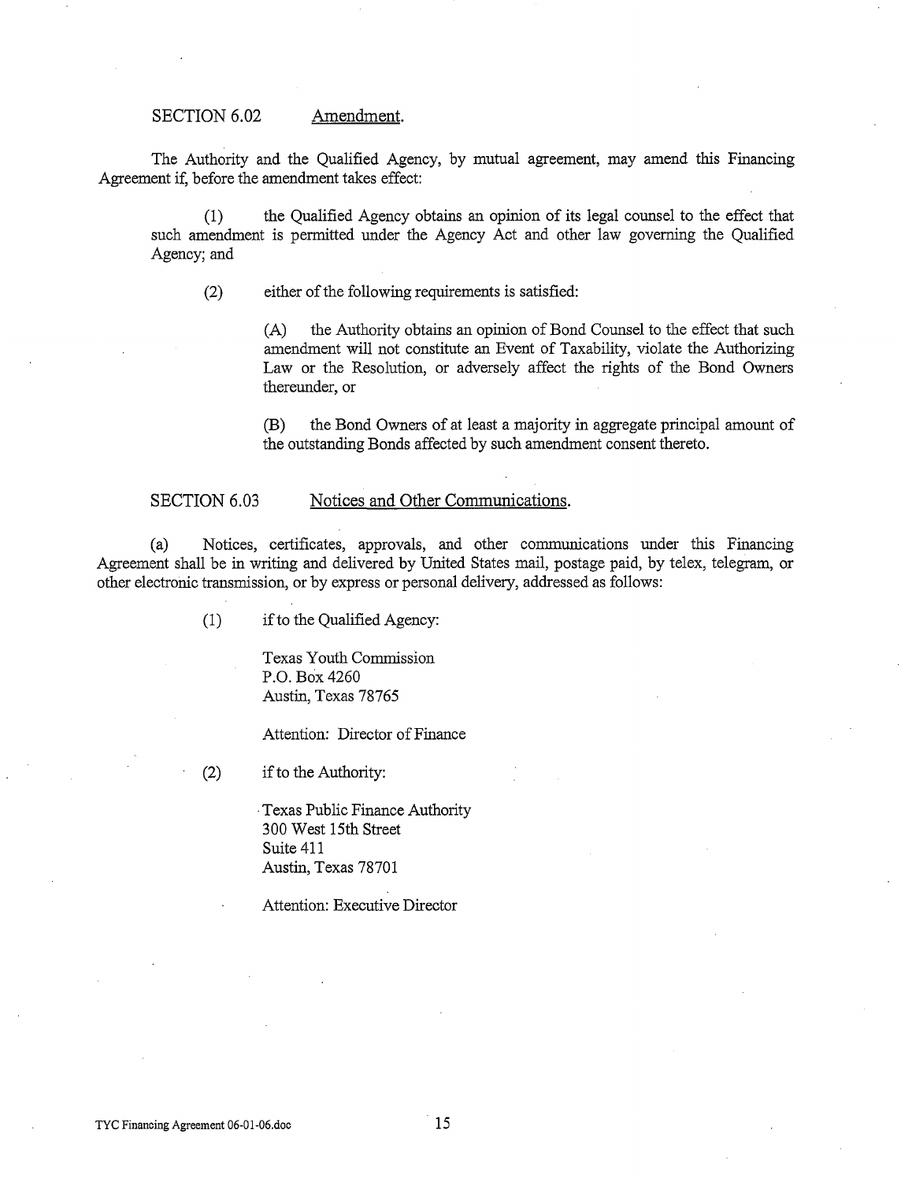### SECTION 6.02 Amendment.

The Authority and the Qualified Agency, by mutual agreement, may amend this Financing Agreement if, before the amendment takes effect:

(1) the Qualified Agency obtains an opinion of its legal counsel to the effect that such amendment is permitted under the Agency Act and other law governing the Qualified Agency; and

(2) either of the following requirements is satisfied:

(A) the Authority obtains an opinion of Bond Counsel to the effect that such amendment will not constitute an Event of Taxability, violate the Authorizing Law or the Resolution, or adversely affect the rights of the Bond Owners thereunder, or

(B) the Bond Owners of at least a majority in aggregate principal amount of the outstanding Bonds affected by such amendment consent thereto.

### SECTION 6.03 Notices and Other Communications.

(a) Notices, certificates, approvals, and other communications under this Financing Agreement shall be in writing and delivered by United States mail, postage paid, by telex, telegram, or other electronic transmission, or by express or personal delivery, addressed as follows:

(1) if to the Qualified Agency:

Texas Youth Commission
P.O. Box 4260
Austin, Texas 78765

Attention: Director of Finance

(2) if to the Authority:

Texas Public Finance Authority
300 West 15th Street
Suite 411
Austin, Texas 78701

Attention: Executive Director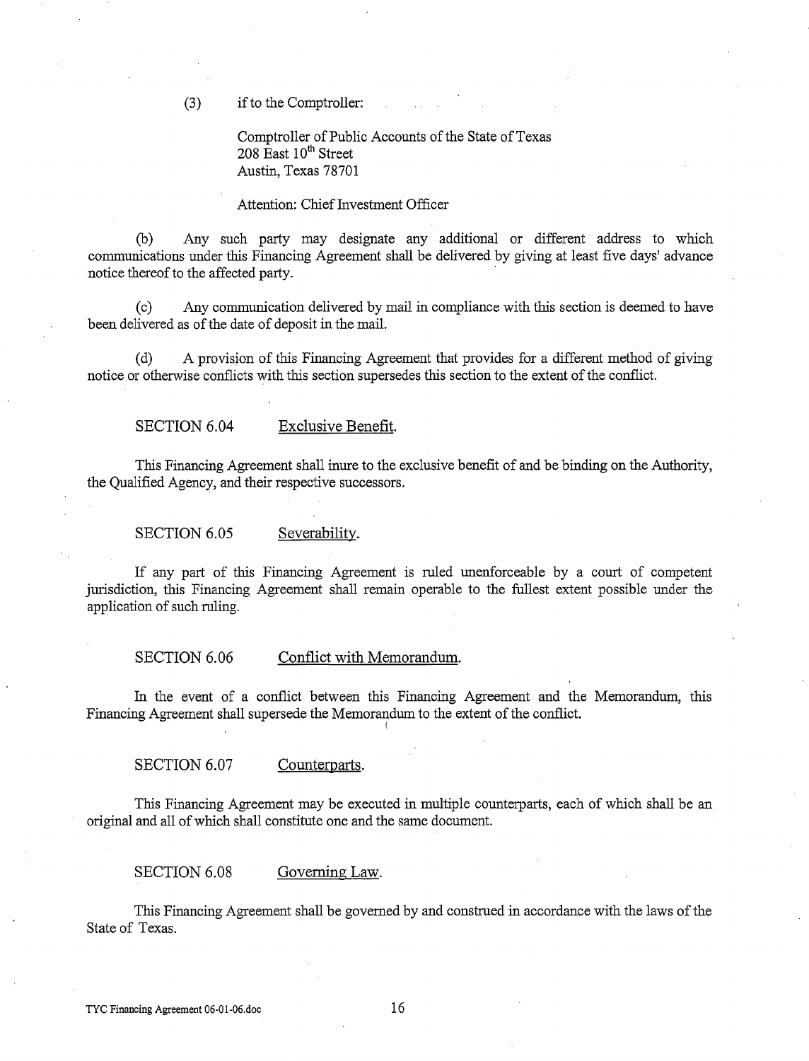(3) if to the Comptroller:

Comptroller of Public Accounts of the State of Texas
208 East 10th Street
Austin, Texas 78701

Attention: Chief Investment Officer

(b) Any such party may designate any additional or different address to which communications under this Financing Agreement shall be delivered by giving at least five days' advance notice thereof to the affected party.

(c) Any communication delivered by mail in compliance with this section is deemed to have been delivered as of the date of deposit in the mail.

(d) A provision of this Financing Agreement that provides for a different method of giving notice or otherwise conflicts with this section supersedes this section to the extent of the conflict.

SECTION 6.04 Exclusive Benefit.

This Financing Agreement shall inure to the exclusive benefit of and be binding on the Authority, the Qualified Agency, and their respective successors.

SECTION 6.05 Severability.

If any part of this Financing Agreement is ruled unenforceable by a court of competent jurisdiction, this Financing Agreement shall remain operable to the fullest extent possible under the application of such ruling.

SECTION 6.06 Conflict with Memorandum.

In the event of a conflict between this Financing Agreement and the Memorandum, this Financing Agreement shall supersede the Memorandum to the extent of the conflict.

SECTION 6.07 Counterparts.

This Financing Agreement may be executed in multiple counterparts, each of which shall be an original and all of which shall constitute one and the same document.

SECTION 6.08 Governing Law.

This Financing Agreement shall be governed by and construed in accordance with the laws of the State of Texas.

TYC Financing Agreement 06-01-06.doc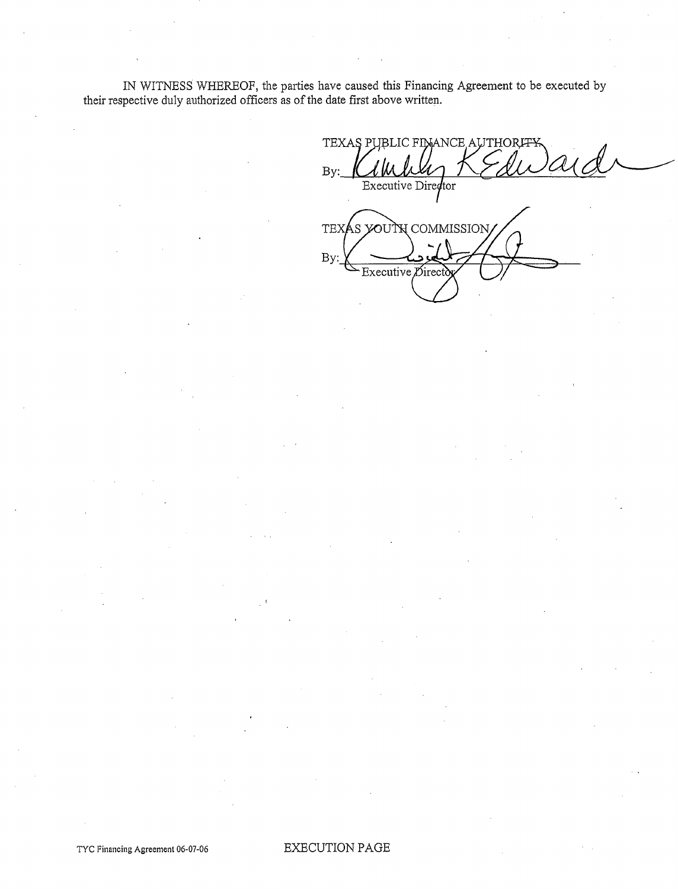IN WITNESS WHEREOF, the parties have caused this Financing Agreement to be executed by their respective duly authorized officers as of the date first above written.

TEXAS PUBLIC FINANCE AUTHORITY

By: Kimberly K Edwards
Executive Director

TEXAS YOUTH COMMISSION

By: ______________________
Executive Director

TYC Financing Agreement 06-07-06

EXECUTION PAGE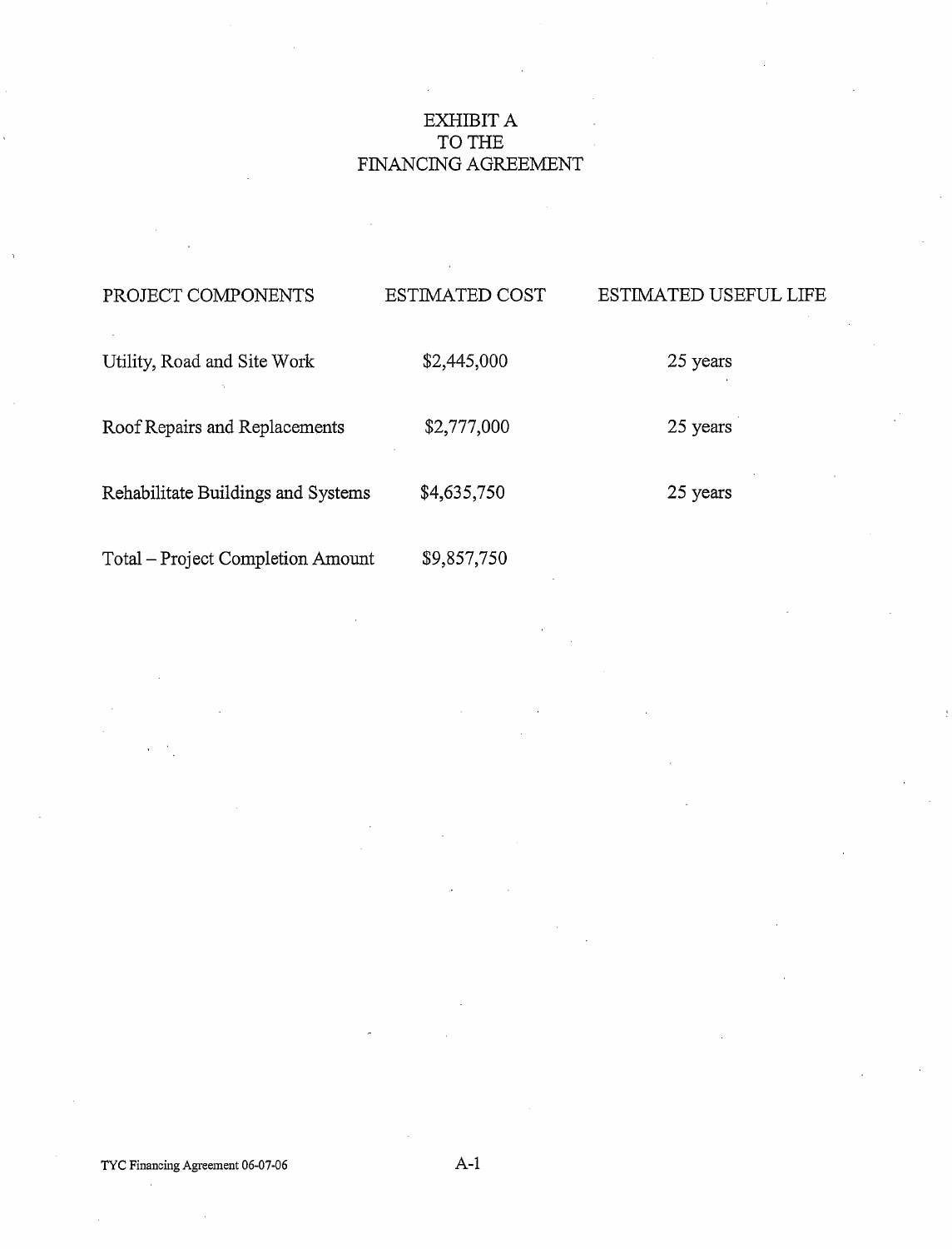# EXHIBIT A
# TO THE
# FINANCING AGREEMENT

| PROJECT COMPONENTS | ESTIMATED COST | ESTIMATED USEFUL LIFE |
|---|---|---|
| Utility, Road and Site Work | $2,445,000 | 25 years |
| Roof Repairs and Replacements | $2,777,000 | 25 years |
| Rehabilitate Buildings and Systems | $4,635,750 | 25 years |
| Total – Project Completion Amount | $9,857,750 | |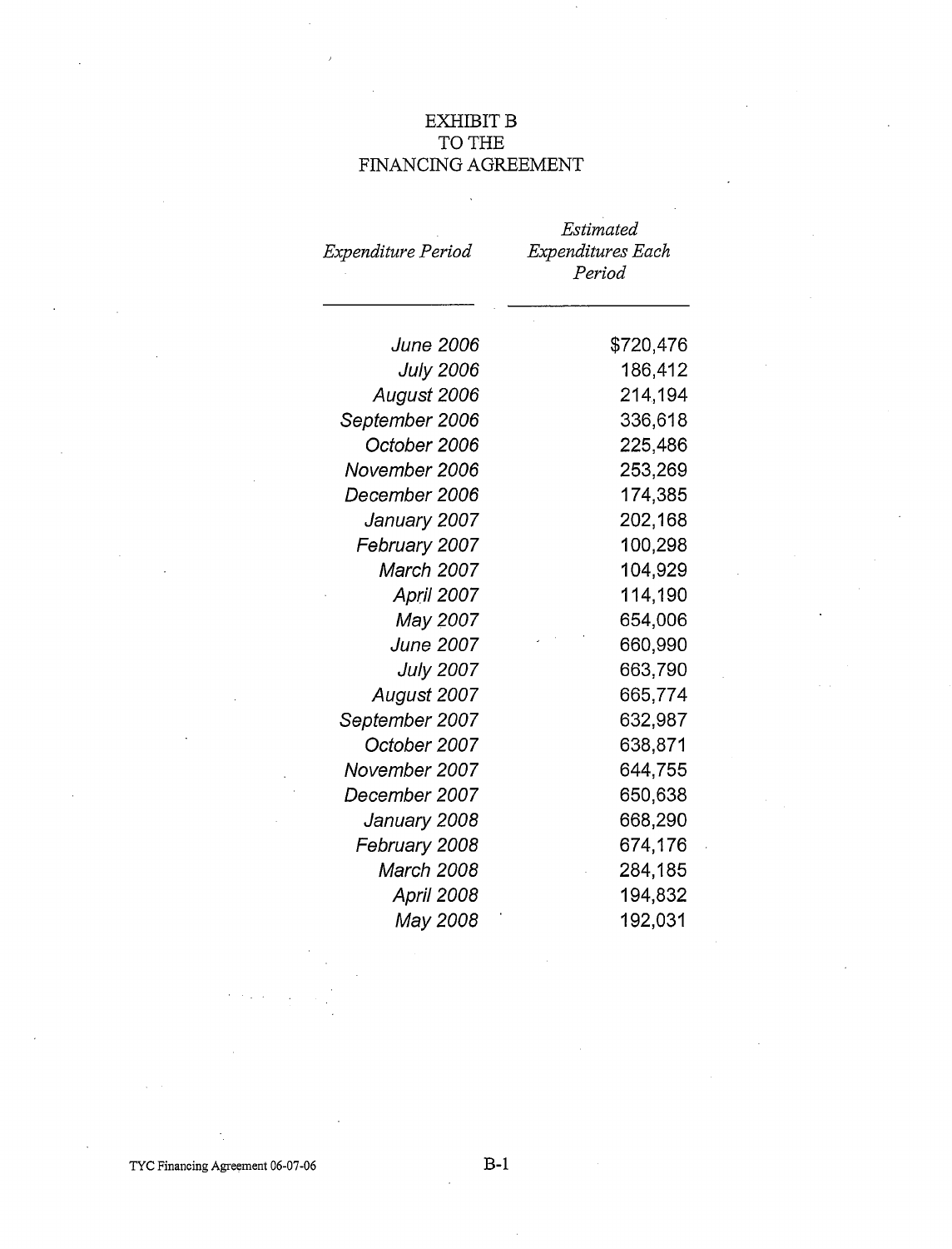# EXHIBIT B
# TO THE
# FINANCING AGREEMENT

| *Expenditure Period* | *Estimated Expenditures Each Period* |
|---|---|
| *June 2006* | $720,476 |
| *July 2006* | 186,412 |
| *August 2006* | 214,194 |
| *September 2006* | 336,618 |
| *October 2006* | 225,486 |
| *November 2006* | 253,269 |
| *December 2006* | 174,385 |
| *January 2007* | 202,168 |
| *February 2007* | 100,298 |
| *March 2007* | 104,929 |
| *April 2007* | 114,190 |
| *May 2007* | 654,006 |
| *June 2007* | 660,990 |
| *July 2007* | 663,790 |
| *August 2007* | 665,774 |
| *September 2007* | 632,987 |
| *October 2007* | 638,871 |
| *November 2007* | 644,755 |
| *December 2007* | 650,638 |
| *January 2008* | 668,290 |
| *February 2008* | 674,176 |
| *March 2008* | 284,185 |
| *April 2008* | 194,832 |
| *May 2008* | 192,031 |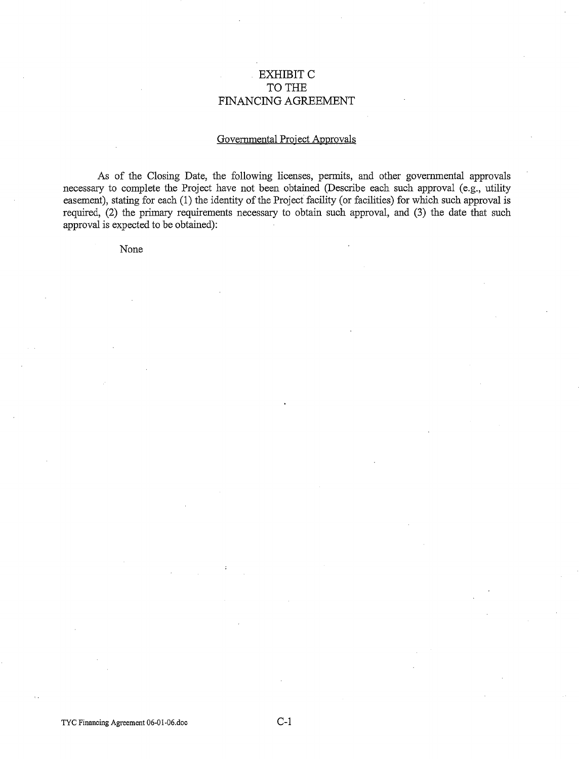# EXHIBIT C
# TO THE
# FINANCING AGREEMENT

## Governmental Project Approvals

As of the Closing Date, the following licenses, permits, and other governmental approvals necessary to complete the Project have not been obtained (Describe each such approval (e.g., utility easement), stating for each (1) the identity of the Project facility (or facilities) for which such approval is required, (2) the primary requirements necessary to obtain such approval, and (3) the date that such approval is expected to be obtained):

None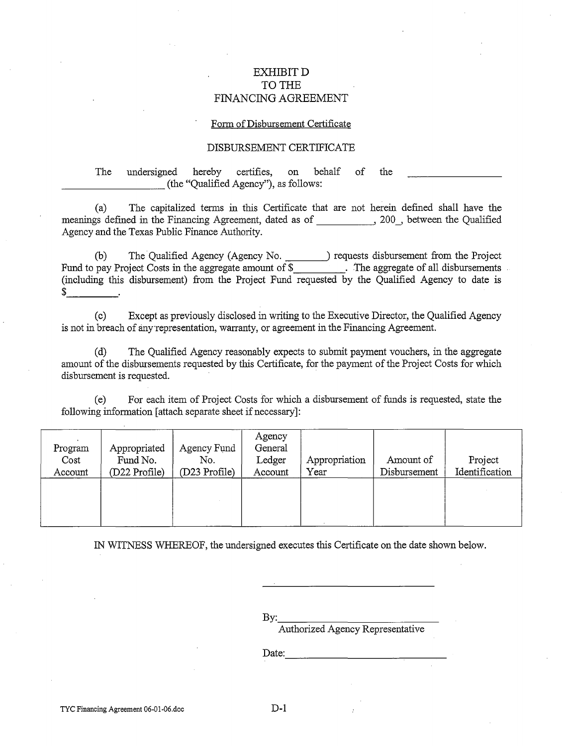# EXHIBIT D
# TO THE
# FINANCING AGREEMENT

Form of Disbursement Certificate

DISBURSEMENT CERTIFICATE

The undersigned hereby certifies, on behalf of the ____________________ ____________________ (the "Qualified Agency"), as follows:

(a) The capitalized terms in this Certificate that are not herein defined shall have the meanings defined in the Financing Agreement, dated as of __________, 200_, between the Qualified Agency and the Texas Public Finance Authority.

(b) The Qualified Agency (Agency No. ________) requests disbursement from the Project Fund to pay Project Costs in the aggregate amount of $__________. The aggregate of all disbursements (including this disbursement) from the Project Fund requested by the Qualified Agency to date is $__________.

(c) Except as previously disclosed in writing to the Executive Director, the Qualified Agency is not in breach of any representation, warranty, or agreement in the Financing Agreement.

(d) The Qualified Agency reasonably expects to submit payment vouchers, in the aggregate amount of the disbursements requested by this Certificate, for the payment of the Project Costs for which disbursement is requested.

(e) For each item of Project Costs for which a disbursement of funds is requested, state the following information [attach separate sheet if necessary]:

| Program Cost Account | Appropriated Fund No. (D22 Profile) | Agency Fund No. (D23 Profile) | Agency General Ledger Account | Appropriation Year | Amount of Disbursement | Project Identification |
|---|---|---|---|---|---|---|
| | | | | | | |

IN WITNESS WHEREOF, the undersigned executes this Certificate on the date shown below.

______________________________

By: ______________________________
Authorized Agency Representative

Date: ______________________________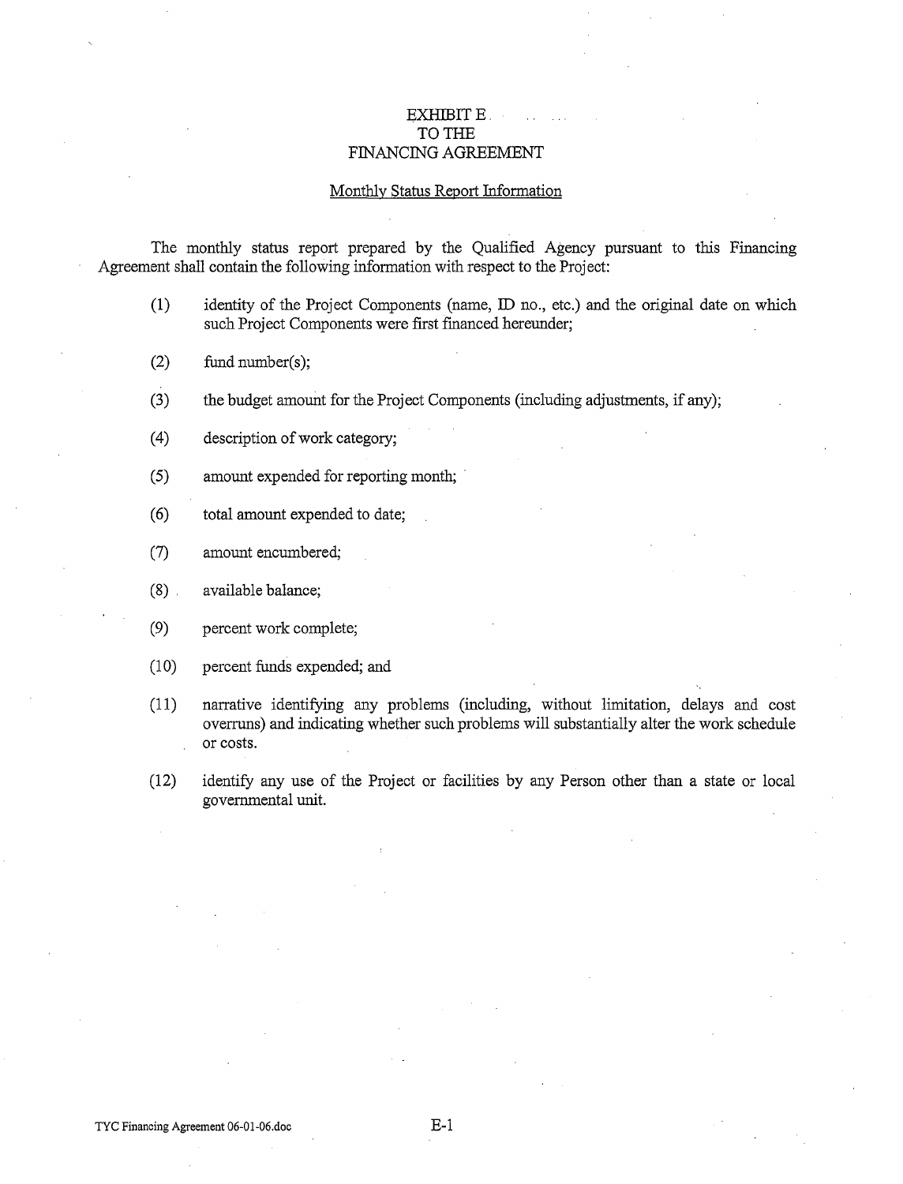# EXHIBIT E
# TO THE
# FINANCING AGREEMENT

## Monthly Status Report Information

The monthly status report prepared by the Qualified Agency pursuant to this Financing Agreement shall contain the following information with respect to the Project:

(1) identity of the Project Components (name, ID no., etc.) and the original date on which such Project Components were first financed hereunder;

(2) fund number(s);

(3) the budget amount for the Project Components (including adjustments, if any);

(4) description of work category;

(5) amount expended for reporting month;

(6) total amount expended to date;

(7) amount encumbered;

(8) available balance;

(9) percent work complete;

(10) percent funds expended; and

(11) narrative identifying any problems (including, without limitation, delays and cost overruns) and indicating whether such problems will substantially alter the work schedule or costs.

(12) identify any use of the Project or facilities by any Person other than a state or local governmental unit.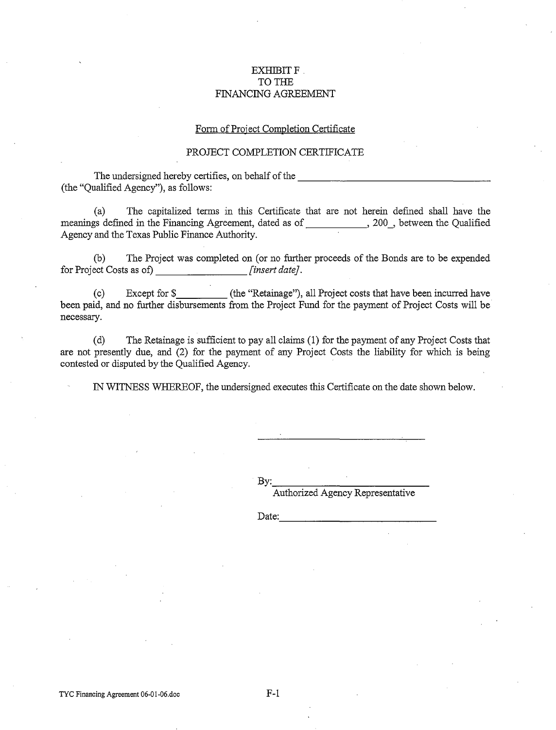EXHIBIT F
TO THE
FINANCING AGREEMENT

Form of Project Completion Certificate

PROJECT COMPLETION CERTIFICATE

The undersigned hereby certifies, on behalf of the ________________________________ (the "Qualified Agency"), as follows:

(a) The capitalized terms in this Certificate that are not herein defined shall have the meanings defined in the Financing Agreement, dated as of ___________, 200_, between the Qualified Agency and the Texas Public Finance Authority.

(b) The Project was completed on (or no further proceeds of the Bonds are to be expended for Project Costs as of) ________________ *[insert date]*.

(c) Except for $_________ (the "Retainage"), all Project costs that have been incurred have been paid, and no further disbursements from the Project Fund for the payment of Project Costs will be necessary.

(d) The Retainage is sufficient to pay all claims (1) for the payment of any Project Costs that are not presently due, and (2) for the payment of any Project Costs the liability for which is being contested or disputed by the Qualified Agency.

IN WITNESS WHEREOF, the undersigned executes this Certificate on the date shown below.

________________________________

By: ________________________________
Authorized Agency Representative

Date: ________________________________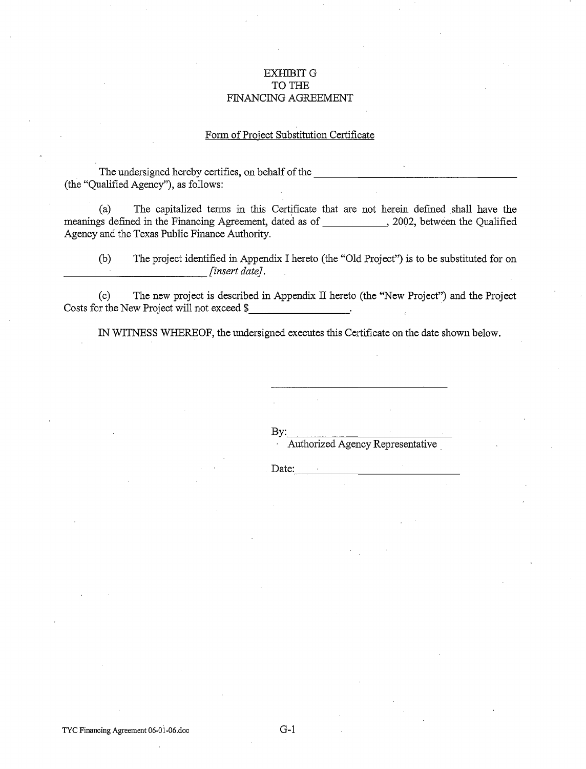# EXHIBIT G
# TO THE
# FINANCING AGREEMENT

## Form of Project Substitution Certificate

The undersigned hereby certifies, on behalf of the ________________________________________ (the "Qualified Agency"), as follows:

(a) The capitalized terms in this Certificate that are not herein defined shall have the meanings defined in the Financing Agreement, dated as of ____________, 2002, between the Qualified Agency and the Texas Public Finance Authority.

(b) The project identified in Appendix I hereto (the "Old Project") is to be substituted for on ____________________________ *[insert date]*.

(c) The new project is described in Appendix II hereto (the "New Project") and the Project Costs for the New Project will not exceed $__________________.

IN WITNESS WHEREOF, the undersigned executes this Certificate on the date shown below.

________________________________

By:____________________________
Authorized Agency Representative

Date:___________________________